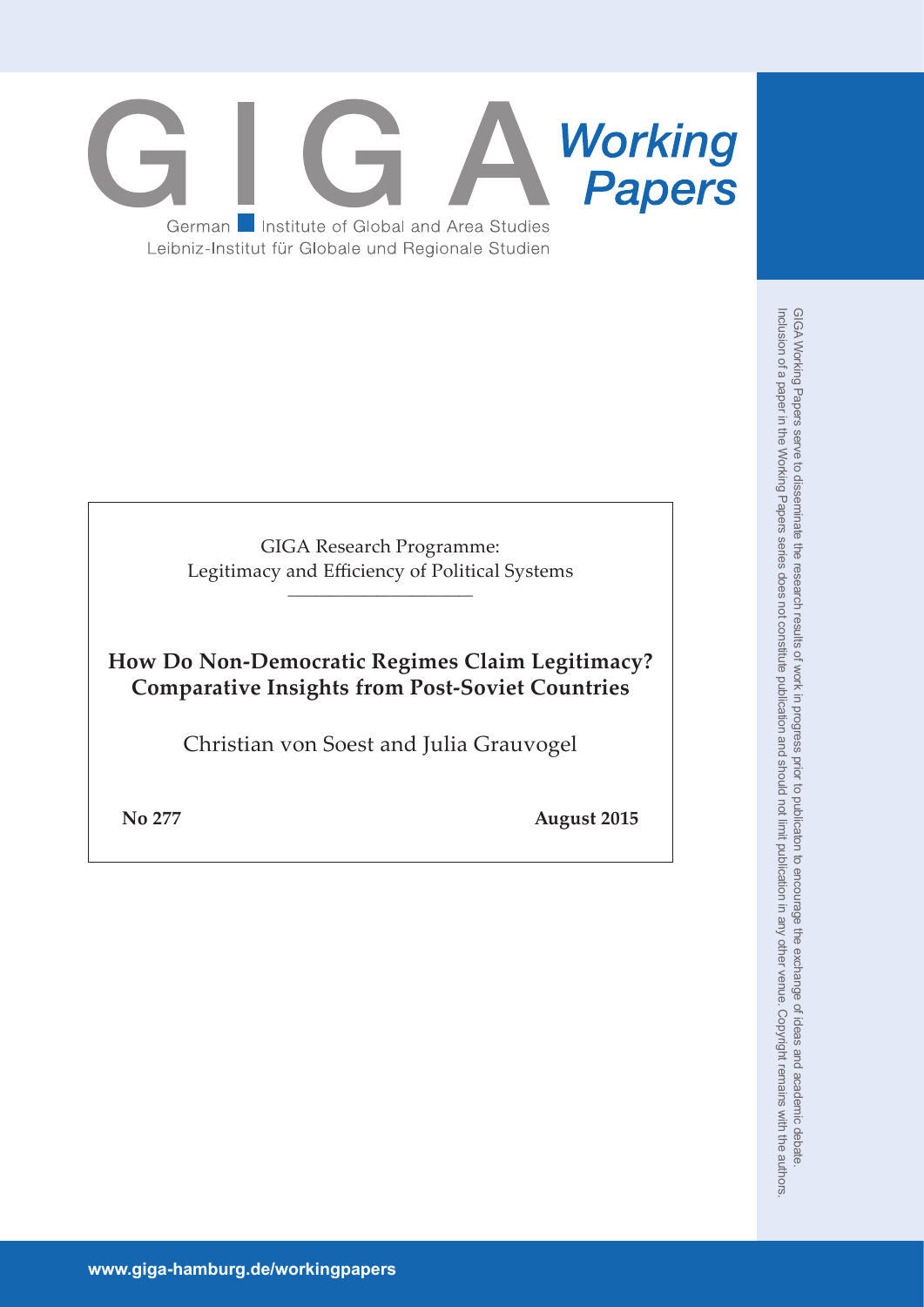GIGA Working Papers

German Institute of Global and Area Studies
Leibniz-Institut für Globale und Regionale Studien

GIGA Research Programme:
Legitimacy and Efficiency of Political Systems

# How Do Non-Democratic Regimes Claim Legitimacy? Comparative Insights from Post-Soviet Countries

Christian von Soest and Julia Grauvogel

**No 277** **August 2015**

GIGA Working Papers serve to disseminate the research results of work in progress prior to publicaton to encourage the exchange of ideas and academic debate. Inclusion of a paper in the Working Papers series does not constitute publication and should not limit publication in any other venue. Copyright remains with the authors.

www.giga-hamburg.de/workingpapers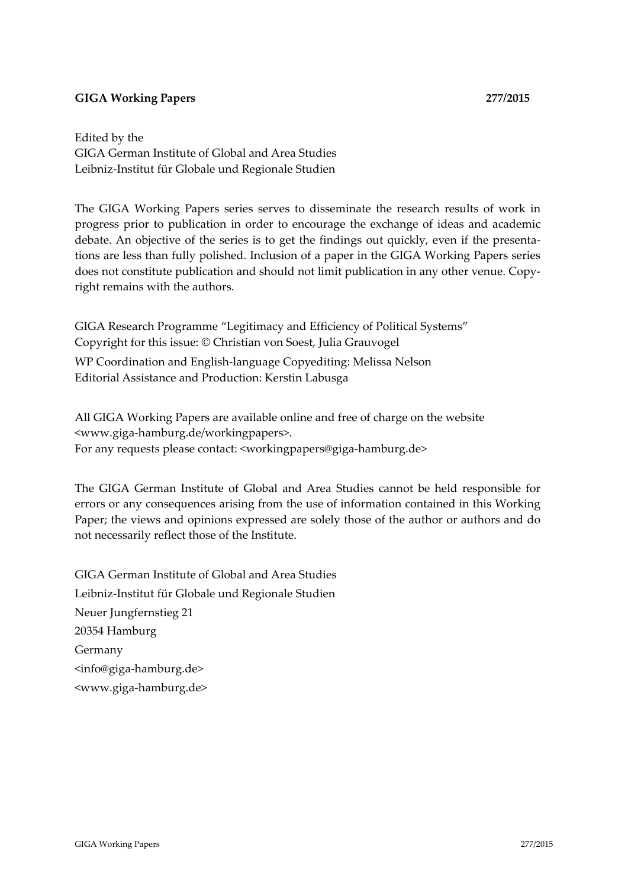**GIGA Working Papers 277/2015**

Edited by the
GIGA German Institute of Global and Area Studies
Leibniz-Institut für Globale und Regionale Studien

The GIGA Working Papers series serves to disseminate the research results of work in progress prior to publication in order to encourage the exchange of ideas and academic debate. An objective of the series is to get the findings out quickly, even if the presentations are less than fully polished. Inclusion of a paper in the GIGA Working Papers series does not constitute publication and should not limit publication in any other venue. Copyright remains with the authors.

GIGA Research Programme "Legitimacy and Efficiency of Political Systems"
Copyright for this issue: © Christian von Soest, Julia Grauvogel
WP Coordination and English-language Copyediting: Melissa Nelson
Editorial Assistance and Production: Kerstin Labusga

All GIGA Working Papers are available online and free of charge on the website <www.giga-hamburg.de/workingpapers>.
For any requests please contact: <workingpapers@giga-hamburg.de>

The GIGA German Institute of Global and Area Studies cannot be held responsible for errors or any consequences arising from the use of information contained in this Working Paper; the views and opinions expressed are solely those of the author or authors and do not necessarily reflect those of the Institute.

GIGA German Institute of Global and Area Studies
Leibniz-Institut für Globale und Regionale Studien
Neuer Jungfernstieg 21
20354 Hamburg
Germany
<info@giga-hamburg.de>
<www.giga-hamburg.de>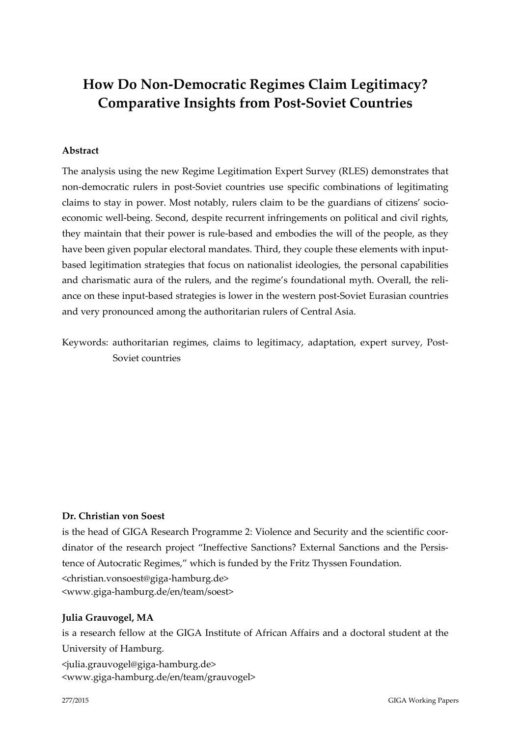# How Do Non-Democratic Regimes Claim Legitimacy? Comparative Insights from Post-Soviet Countries

### Abstract

The analysis using the new Regime Legitimation Expert Survey (RLES) demonstrates that non-democratic rulers in post-Soviet countries use specific combinations of legitimating claims to stay in power. Most notably, rulers claim to be the guardians of citizens' socio-economic well-being. Second, despite recurrent infringements on political and civil rights, they maintain that their power is rule-based and embodies the will of the people, as they have been given popular electoral mandates. Third, they couple these elements with input-based legitimation strategies that focus on nationalist ideologies, the personal capabilities and charismatic aura of the rulers, and the regime's foundational myth. Overall, the reliance on these input-based strategies is lower in the western post-Soviet Eurasian countries and very pronounced among the authoritarian rulers of Central Asia.

Keywords: authoritarian regimes, claims to legitimacy, adaptation, expert survey, Post-Soviet countries

**Dr. Christian von Soest**

is the head of GIGA Research Programme 2: Violence and Security and the scientific coordinator of the research project "Ineffective Sanctions? External Sanctions and the Persistence of Autocratic Regimes," which is funded by the Fritz Thyssen Foundation.

<christian.vonsoest@giga-hamburg.de>
<www.giga-hamburg.de/en/team/soest>

**Julia Grauvogel, MA**

is a research fellow at the GIGA Institute of African Affairs and a doctoral student at the University of Hamburg.

<julia.grauvogel@giga-hamburg.de>
<www.giga-hamburg.de/en/team/grauvogel>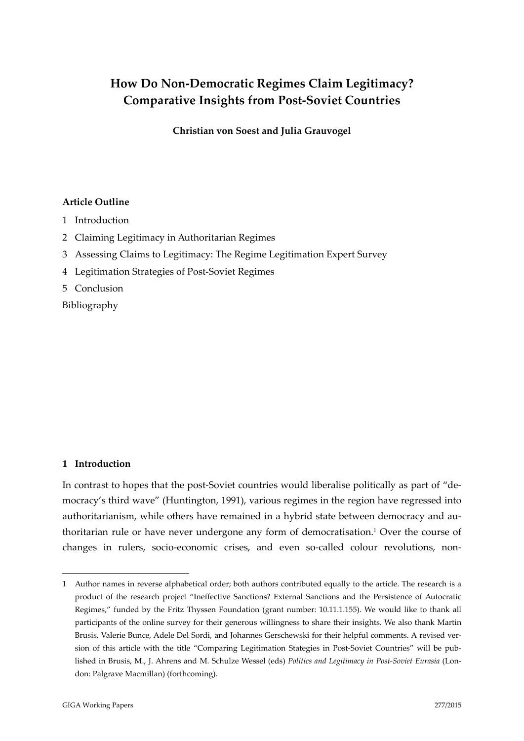# How Do Non-Democratic Regimes Claim Legitimacy? Comparative Insights from Post-Soviet Countries

**Christian von Soest and Julia Grauvogel**

**Article Outline**

1 Introduction

2 Claiming Legitimacy in Authoritarian Regimes

3 Assessing Claims to Legitimacy: The Regime Legitimation Expert Survey

4 Legitimation Strategies of Post-Soviet Regimes

5 Conclusion

Bibliography

## 1 Introduction

In contrast to hopes that the post-Soviet countries would liberalise politically as part of "democracy's third wave" (Huntington, 1991), various regimes in the region have regressed into authoritarianism, while others have remained in a hybrid state between democracy and authoritarian rule or have never undergone any form of democratisation.[1] Over the course of changes in rulers, socio-economic crises, and even so-called colour revolutions, non-

[1] Author names in reverse alphabetical order; both authors contributed equally to the article. The research is a product of the research project "Ineffective Sanctions? External Sanctions and the Persistence of Autocratic Regimes," funded by the Fritz Thyssen Foundation (grant number: 10.11.1.155). We would like to thank all participants of the online survey for their generous willingness to share their insights. We also thank Martin Brusis, Valerie Bunce, Adele Del Sordi, and Johannes Gerschewski for their helpful comments. A revised version of this article with the title "Comparing Legitimation Stategies in Post-Soviet Countries" will be published in Brusis, M., J. Ahrens and M. Schulze Wessel (eds) *Politics and Legitimacy in Post-Soviet Eurasia* (London: Palgrave Macmillan) (forthcoming).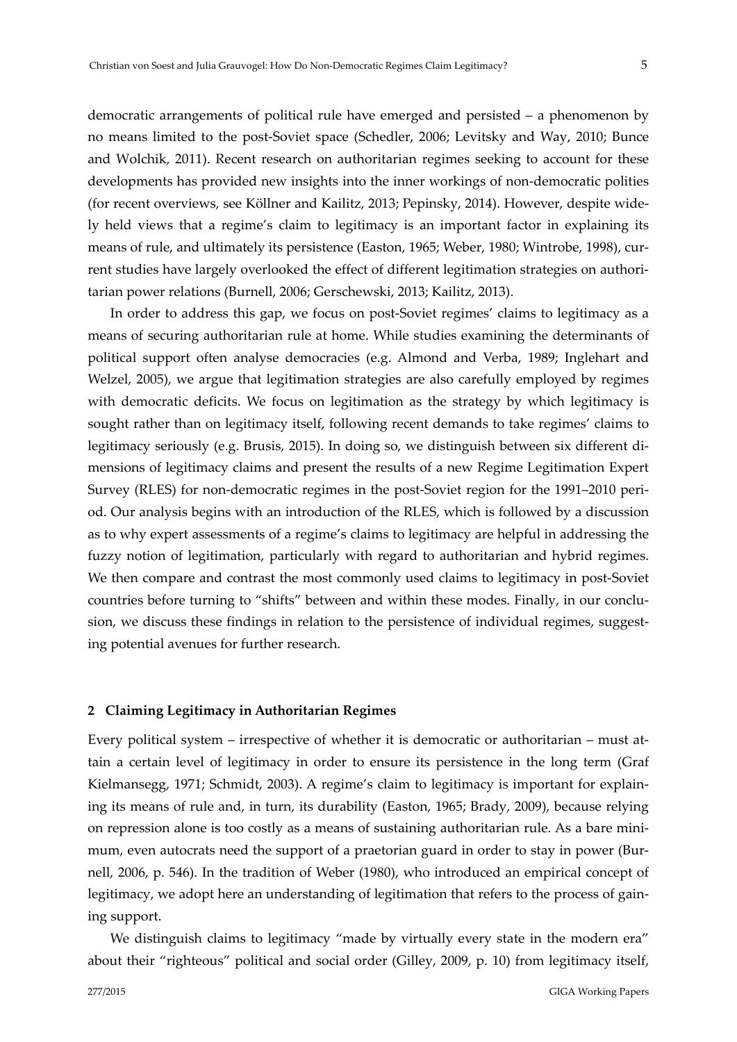democratic arrangements of political rule have emerged and persisted – a phenomenon by no means limited to the post-Soviet space (Schedler, 2006; Levitsky and Way, 2010; Bunce and Wolchik, 2011). Recent research on authoritarian regimes seeking to account for these developments has provided new insights into the inner workings of non-democratic polities (for recent overviews, see Köllner and Kailitz, 2013; Pepinsky, 2014). However, despite widely held views that a regime's claim to legitimacy is an important factor in explaining its means of rule, and ultimately its persistence (Easton, 1965; Weber, 1980; Wintrobe, 1998), current studies have largely overlooked the effect of different legitimation strategies on authoritarian power relations (Burnell, 2006; Gerschewski, 2013; Kailitz, 2013).

In order to address this gap, we focus on post-Soviet regimes' claims to legitimacy as a means of securing authoritarian rule at home. While studies examining the determinants of political support often analyse democracies (e.g. Almond and Verba, 1989; Inglehart and Welzel, 2005), we argue that legitimation strategies are also carefully employed by regimes with democratic deficits. We focus on legitimation as the strategy by which legitimacy is sought rather than on legitimacy itself, following recent demands to take regimes' claims to legitimacy seriously (e.g. Brusis, 2015). In doing so, we distinguish between six different dimensions of legitimacy claims and present the results of a new Regime Legitimation Expert Survey (RLES) for non-democratic regimes in the post-Soviet region for the 1991–2010 period. Our analysis begins with an introduction of the RLES, which is followed by a discussion as to why expert assessments of a regime's claims to legitimacy are helpful in addressing the fuzzy notion of legitimation, particularly with regard to authoritarian and hybrid regimes. We then compare and contrast the most commonly used claims to legitimacy in post-Soviet countries before turning to "shifts" between and within these modes. Finally, in our conclusion, we discuss these findings in relation to the persistence of individual regimes, suggesting potential avenues for further research.

## 2 Claiming Legitimacy in Authoritarian Regimes

Every political system – irrespective of whether it is democratic or authoritarian – must attain a certain level of legitimacy in order to ensure its persistence in the long term (Graf Kielmansegg, 1971; Schmidt, 2003). A regime's claim to legitimacy is important for explaining its means of rule and, in turn, its durability (Easton, 1965; Brady, 2009), because relying on repression alone is too costly as a means of sustaining authoritarian rule. As a bare minimum, even autocrats need the support of a praetorian guard in order to stay in power (Burnell, 2006, p. 546). In the tradition of Weber (1980), who introduced an empirical concept of legitimacy, we adopt here an understanding of legitimation that refers to the process of gaining support.

We distinguish claims to legitimacy "made by virtually every state in the modern era" about their "righteous" political and social order (Gilley, 2009, p. 10) from legitimacy itself,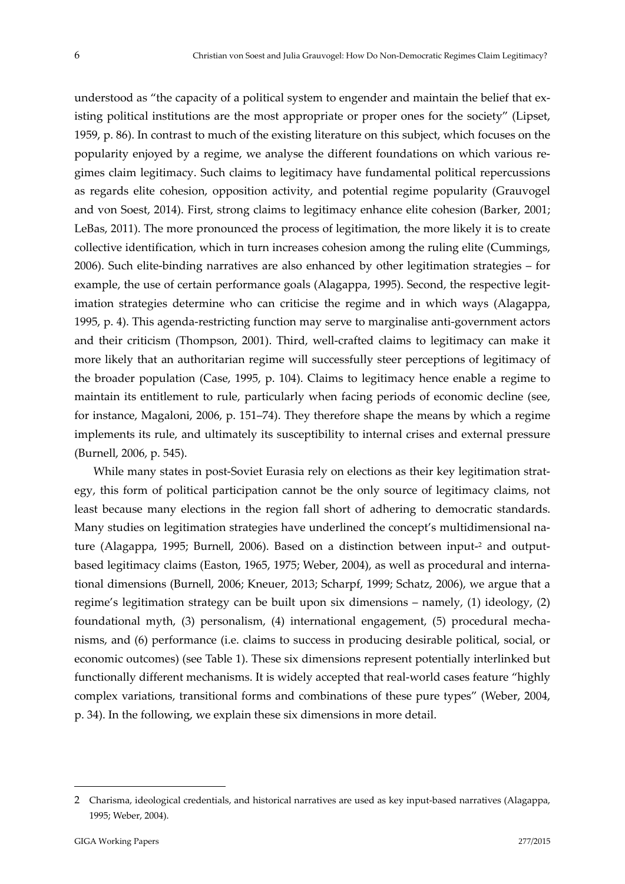understood as "the capacity of a political system to engender and maintain the belief that existing political institutions are the most appropriate or proper ones for the society" (Lipset, 1959, p. 86). In contrast to much of the existing literature on this subject, which focuses on the popularity enjoyed by a regime, we analyse the different foundations on which various regimes claim legitimacy. Such claims to legitimacy have fundamental political repercussions as regards elite cohesion, opposition activity, and potential regime popularity (Grauvogel and von Soest, 2014). First, strong claims to legitimacy enhance elite cohesion (Barker, 2001; LeBas, 2011). The more pronounced the process of legitimation, the more likely it is to create collective identification, which in turn increases cohesion among the ruling elite (Cummings, 2006). Such elite-binding narratives are also enhanced by other legitimation strategies – for example, the use of certain performance goals (Alagappa, 1995). Second, the respective legitimation strategies determine who can criticise the regime and in which ways (Alagappa, 1995, p. 4). This agenda-restricting function may serve to marginalise anti-government actors and their criticism (Thompson, 2001). Third, well-crafted claims to legitimacy can make it more likely that an authoritarian regime will successfully steer perceptions of legitimacy of the broader population (Case, 1995, p. 104). Claims to legitimacy hence enable a regime to maintain its entitlement to rule, particularly when facing periods of economic decline (see, for instance, Magaloni, 2006, p. 151–74). They therefore shape the means by which a regime implements its rule, and ultimately its susceptibility to internal crises and external pressure (Burnell, 2006, p. 545).

While many states in post-Soviet Eurasia rely on elections as their key legitimation strategy, this form of political participation cannot be the only source of legitimacy claims, not least because many elections in the region fall short of adhering to democratic standards. Many studies on legitimation strategies have underlined the concept's multidimensional nature (Alagappa, 1995; Burnell, 2006). Based on a distinction between input-[2] and output-based legitimacy claims (Easton, 1965, 1975; Weber, 2004), as well as procedural and international dimensions (Burnell, 2006; Kneuer, 2013; Scharpf, 1999; Schatz, 2006), we argue that a regime's legitimation strategy can be built upon six dimensions – namely, (1) ideology, (2) foundational myth, (3) personalism, (4) international engagement, (5) procedural mechanisms, and (6) performance (i.e. claims to success in producing desirable political, social, or economic outcomes) (see Table 1). These six dimensions represent potentially interlinked but functionally different mechanisms. It is widely accepted that real-world cases feature "highly complex variations, transitional forms and combinations of these pure types" (Weber, 2004, p. 34). In the following, we explain these six dimensions in more detail.

[2] Charisma, ideological credentials, and historical narratives are used as key input-based narratives (Alagappa, 1995; Weber, 2004).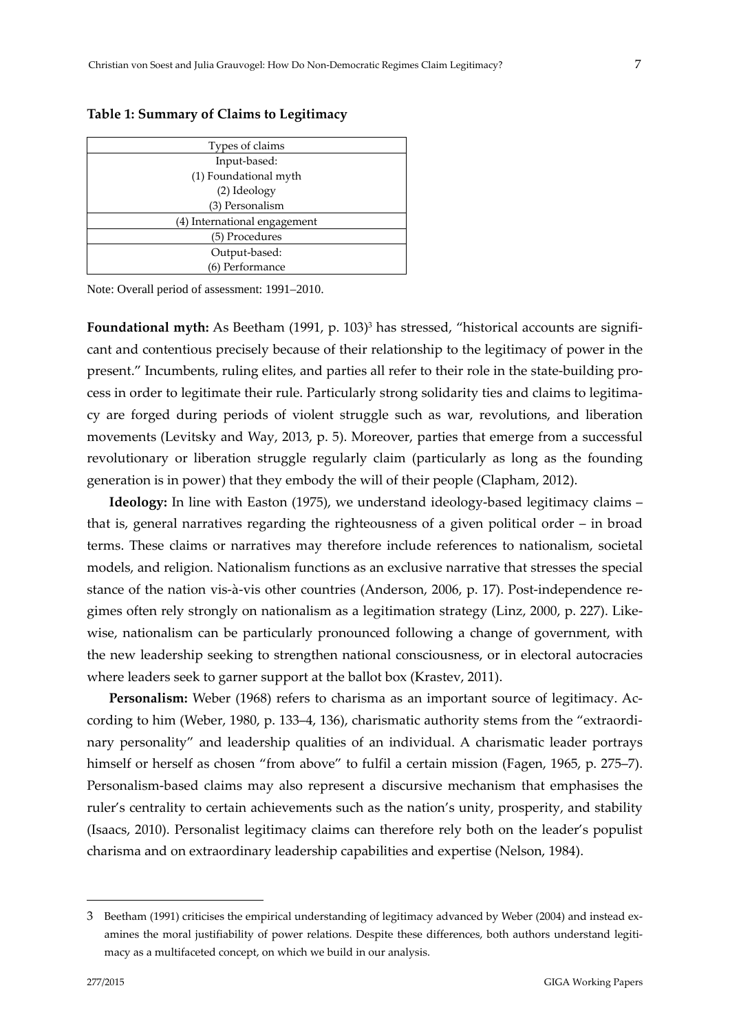**Table 1: Summary of Claims to Legitimacy**

| Types of claims |
|---|
| Input-based: |
| (1) Foundational myth |
| (2) Ideology |
| (3) Personalism |
| (4) International engagement |
| (5) Procedures |
| Output-based: |
| (6) Performance |

Note: Overall period of assessment: 1991–2010.

**Foundational myth:** As Beetham (1991, p. 103)[3] has stressed, "historical accounts are significant and contentious precisely because of their relationship to the legitimacy of power in the present." Incumbents, ruling elites, and parties all refer to their role in the state-building process in order to legitimate their rule. Particularly strong solidarity ties and claims to legitimacy are forged during periods of violent struggle such as war, revolutions, and liberation movements (Levitsky and Way, 2013, p. 5). Moreover, parties that emerge from a successful revolutionary or liberation struggle regularly claim (particularly as long as the founding generation is in power) that they embody the will of their people (Clapham, 2012).

**Ideology:** In line with Easton (1975), we understand ideology-based legitimacy claims – that is, general narratives regarding the righteousness of a given political order – in broad terms. These claims or narratives may therefore include references to nationalism, societal models, and religion. Nationalism functions as an exclusive narrative that stresses the special stance of the nation vis-à-vis other countries (Anderson, 2006, p. 17). Post-independence regimes often rely strongly on nationalism as a legitimation strategy (Linz, 2000, p. 227). Likewise, nationalism can be particularly pronounced following a change of government, with the new leadership seeking to strengthen national consciousness, or in electoral autocracies where leaders seek to garner support at the ballot box (Krastev, 2011).

**Personalism:** Weber (1968) refers to charisma as an important source of legitimacy. According to him (Weber, 1980, p. 133–4, 136), charismatic authority stems from the "extraordinary personality" and leadership qualities of an individual. A charismatic leader portrays himself or herself as chosen "from above" to fulfil a certain mission (Fagen, 1965, p. 275–7). Personalism-based claims may also represent a discursive mechanism that emphasises the ruler's centrality to certain achievements such as the nation's unity, prosperity, and stability (Isaacs, 2010). Personalist legitimacy claims can therefore rely both on the leader's populist charisma and on extraordinary leadership capabilities and expertise (Nelson, 1984).

---

3 Beetham (1991) criticises the empirical understanding of legitimacy advanced by Weber (2004) and instead examines the moral justifiability of power relations. Despite these differences, both authors understand legitimacy as a multifaceted concept, on which we build in our analysis.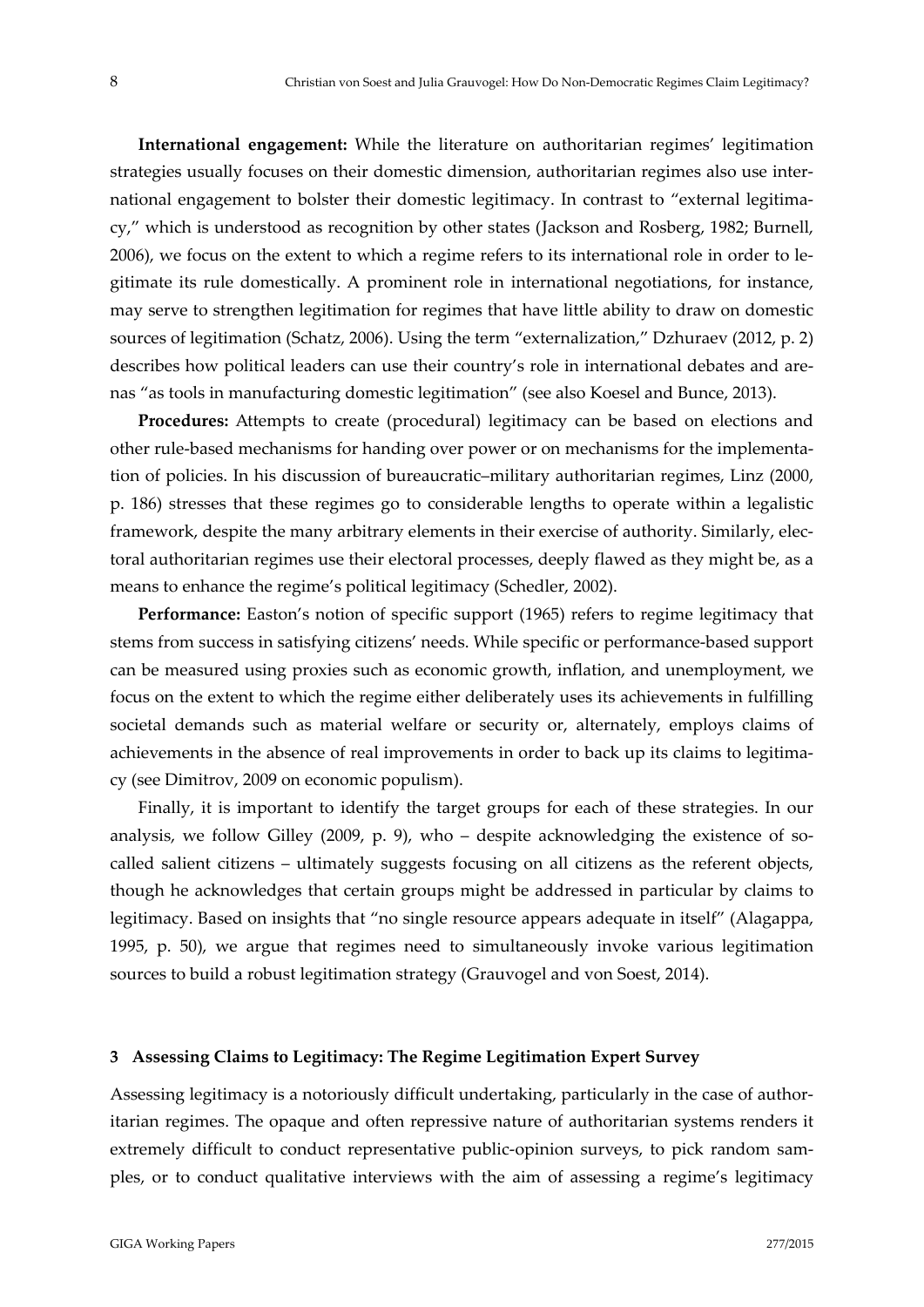**International engagement:** While the literature on authoritarian regimes' legitimation strategies usually focuses on their domestic dimension, authoritarian regimes also use international engagement to bolster their domestic legitimacy. In contrast to "external legitimacy," which is understood as recognition by other states (Jackson and Rosberg, 1982; Burnell, 2006), we focus on the extent to which a regime refers to its international role in order to legitimate its rule domestically. A prominent role in international negotiations, for instance, may serve to strengthen legitimation for regimes that have little ability to draw on domestic sources of legitimation (Schatz, 2006). Using the term "externalization," Dzhuraev (2012, p. 2) describes how political leaders can use their country's role in international debates and arenas "as tools in manufacturing domestic legitimation" (see also Koesel and Bunce, 2013).

**Procedures:** Attempts to create (procedural) legitimacy can be based on elections and other rule-based mechanisms for handing over power or on mechanisms for the implementation of policies. In his discussion of bureaucratic–military authoritarian regimes, Linz (2000, p. 186) stresses that these regimes go to considerable lengths to operate within a legalistic framework, despite the many arbitrary elements in their exercise of authority. Similarly, electoral authoritarian regimes use their electoral processes, deeply flawed as they might be, as a means to enhance the regime's political legitimacy (Schedler, 2002).

**Performance:** Easton's notion of specific support (1965) refers to regime legitimacy that stems from success in satisfying citizens' needs. While specific or performance-based support can be measured using proxies such as economic growth, inflation, and unemployment, we focus on the extent to which the regime either deliberately uses its achievements in fulfilling societal demands such as material welfare or security or, alternately, employs claims of achievements in the absence of real improvements in order to back up its claims to legitimacy (see Dimitrov, 2009 on economic populism).

Finally, it is important to identify the target groups for each of these strategies. In our analysis, we follow Gilley (2009, p. 9), who – despite acknowledging the existence of so-called salient citizens – ultimately suggests focusing on all citizens as the referent objects, though he acknowledges that certain groups might be addressed in particular by claims to legitimacy. Based on insights that "no single resource appears adequate in itself" (Alagappa, 1995, p. 50), we argue that regimes need to simultaneously invoke various legitimation sources to build a robust legitimation strategy (Grauvogel and von Soest, 2014).

## 3 Assessing Claims to Legitimacy: The Regime Legitimation Expert Survey

Assessing legitimacy is a notoriously difficult undertaking, particularly in the case of authoritarian regimes. The opaque and often repressive nature of authoritarian systems renders it extremely difficult to conduct representative public-opinion surveys, to pick random samples, or to conduct qualitative interviews with the aim of assessing a regime's legitimacy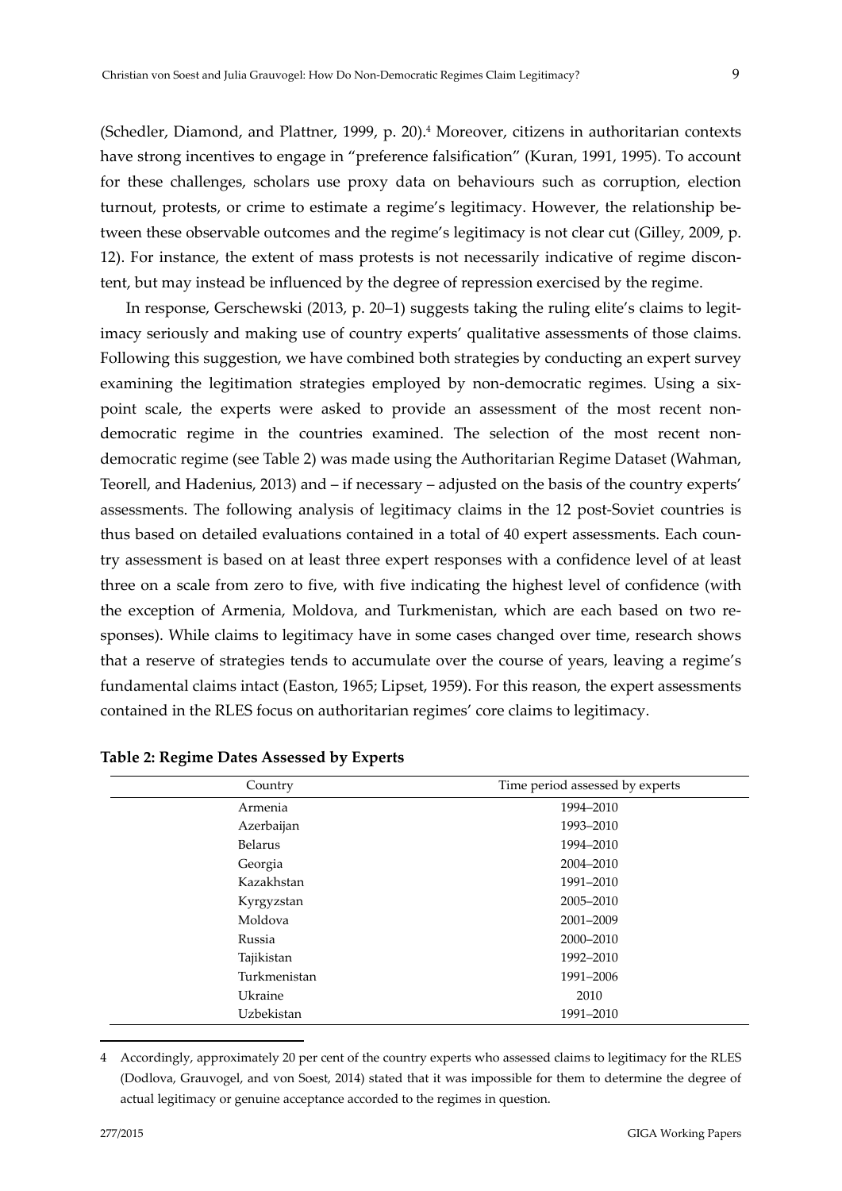(Schedler, Diamond, and Plattner, 1999, p. 20).[4] Moreover, citizens in authoritarian contexts have strong incentives to engage in "preference falsification" (Kuran, 1991, 1995). To account for these challenges, scholars use proxy data on behaviours such as corruption, election turnout, protests, or crime to estimate a regime's legitimacy. However, the relationship between these observable outcomes and the regime's legitimacy is not clear cut (Gilley, 2009, p. 12). For instance, the extent of mass protests is not necessarily indicative of regime discontent, but may instead be influenced by the degree of repression exercised by the regime.

In response, Gerschewski (2013, p. 20–1) suggests taking the ruling elite's claims to legitimacy seriously and making use of country experts' qualitative assessments of those claims. Following this suggestion, we have combined both strategies by conducting an expert survey examining the legitimation strategies employed by non-democratic regimes. Using a six-point scale, the experts were asked to provide an assessment of the most recent non-democratic regime in the countries examined. The selection of the most recent non-democratic regime (see Table 2) was made using the Authoritarian Regime Dataset (Wahman, Teorell, and Hadenius, 2013) and – if necessary – adjusted on the basis of the country experts' assessments. The following analysis of legitimacy claims in the 12 post-Soviet countries is thus based on detailed evaluations contained in a total of 40 expert assessments. Each country assessment is based on at least three expert responses with a confidence level of at least three on a scale from zero to five, with five indicating the highest level of confidence (with the exception of Armenia, Moldova, and Turkmenistan, which are each based on two responses). While claims to legitimacy have in some cases changed over time, research shows that a reserve of strategies tends to accumulate over the course of years, leaving a regime's fundamental claims intact (Easton, 1965; Lipset, 1959). For this reason, the expert assessments contained in the RLES focus on authoritarian regimes' core claims to legitimacy.

**Table 2: Regime Dates Assessed by Experts**

| Country | Time period assessed by experts |
|---|---|
| Armenia | 1994–2010 |
| Azerbaijan | 1993–2010 |
| Belarus | 1994–2010 |
| Georgia | 2004–2010 |
| Kazakhstan | 1991–2010 |
| Kyrgyzstan | 2005–2010 |
| Moldova | 2001–2009 |
| Russia | 2000–2010 |
| Tajikistan | 1992–2010 |
| Turkmenistan | 1991–2006 |
| Ukraine | 2010 |
| Uzbekistan | 1991–2010 |

[4] Accordingly, approximately 20 per cent of the country experts who assessed claims to legitimacy for the RLES (Dodlova, Grauvogel, and von Soest, 2014) stated that it was impossible for them to determine the degree of actual legitimacy or genuine acceptance accorded to the regimes in question.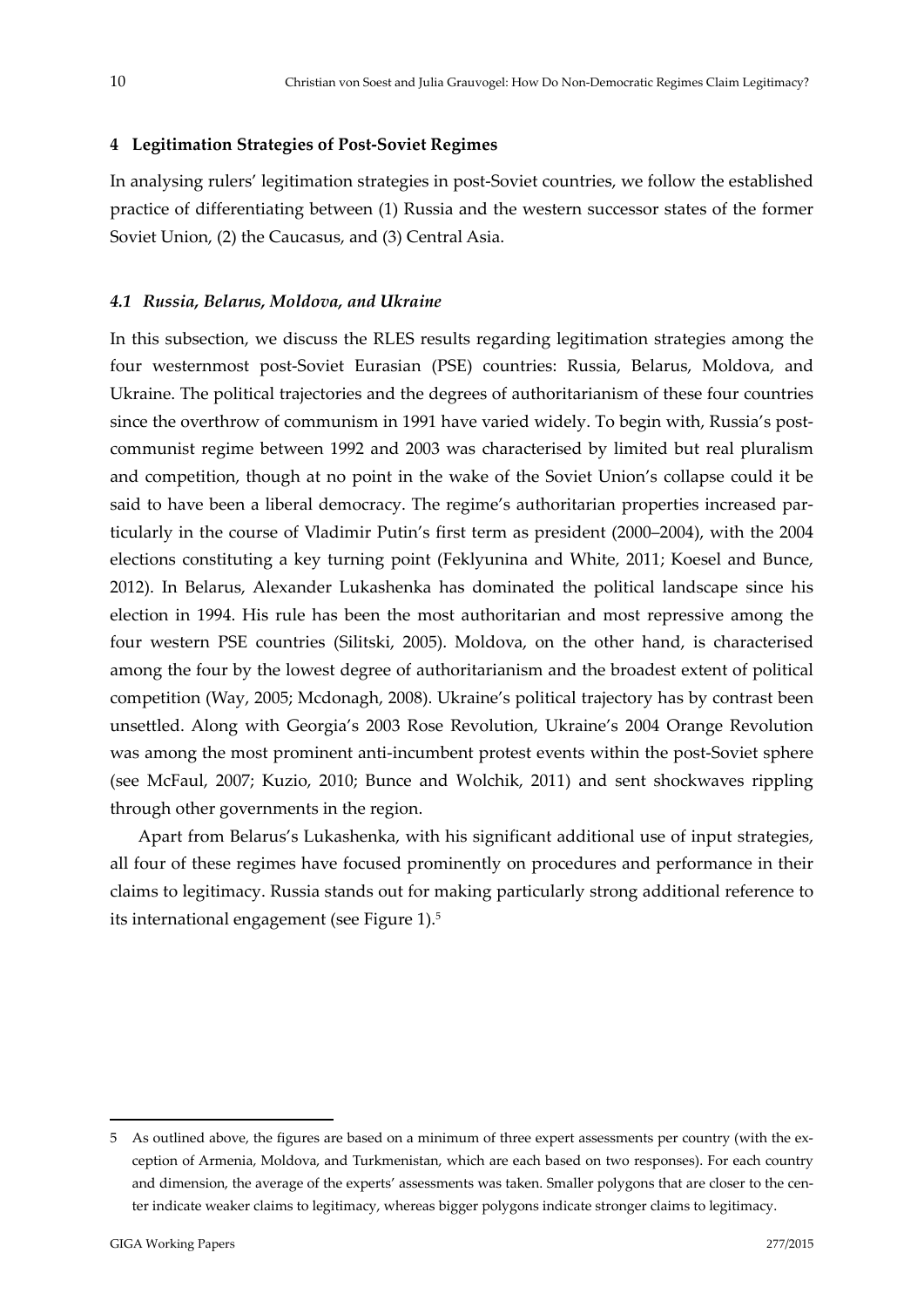## 4 Legitimation Strategies of Post-Soviet Regimes

In analysing rulers' legitimation strategies in post-Soviet countries, we follow the established practice of differentiating between (1) Russia and the western successor states of the former Soviet Union, (2) the Caucasus, and (3) Central Asia.

### *4.1 Russia, Belarus, Moldova, and Ukraine*

In this subsection, we discuss the RLES results regarding legitimation strategies among the four westernmost post-Soviet Eurasian (PSE) countries: Russia, Belarus, Moldova, and Ukraine. The political trajectories and the degrees of authoritarianism of these four countries since the overthrow of communism in 1991 have varied widely. To begin with, Russia's post-communist regime between 1992 and 2003 was characterised by limited but real pluralism and competition, though at no point in the wake of the Soviet Union's collapse could it be said to have been a liberal democracy. The regime's authoritarian properties increased particularly in the course of Vladimir Putin's first term as president (2000–2004), with the 2004 elections constituting a key turning point (Feklyunina and White, 2011; Koesel and Bunce, 2012). In Belarus, Alexander Lukashenka has dominated the political landscape since his election in 1994. His rule has been the most authoritarian and most repressive among the four western PSE countries (Silitski, 2005). Moldova, on the other hand, is characterised among the four by the lowest degree of authoritarianism and the broadest extent of political competition (Way, 2005; Mcdonagh, 2008). Ukraine's political trajectory has by contrast been unsettled. Along with Georgia's 2003 Rose Revolution, Ukraine's 2004 Orange Revolution was among the most prominent anti-incumbent protest events within the post-Soviet sphere (see McFaul, 2007; Kuzio, 2010; Bunce and Wolchik, 2011) and sent shockwaves rippling through other governments in the region.

Apart from Belarus's Lukashenka, with his significant additional use of input strategies, all four of these regimes have focused prominently on procedures and performance in their claims to legitimacy. Russia stands out for making particularly strong additional reference to its international engagement (see Figure 1).[5]

---

5 As outlined above, the figures are based on a minimum of three expert assessments per country (with the exception of Armenia, Moldova, and Turkmenistan, which are each based on two responses). For each country and dimension, the average of the experts' assessments was taken. Smaller polygons that are closer to the center indicate weaker claims to legitimacy, whereas bigger polygons indicate stronger claims to legitimacy.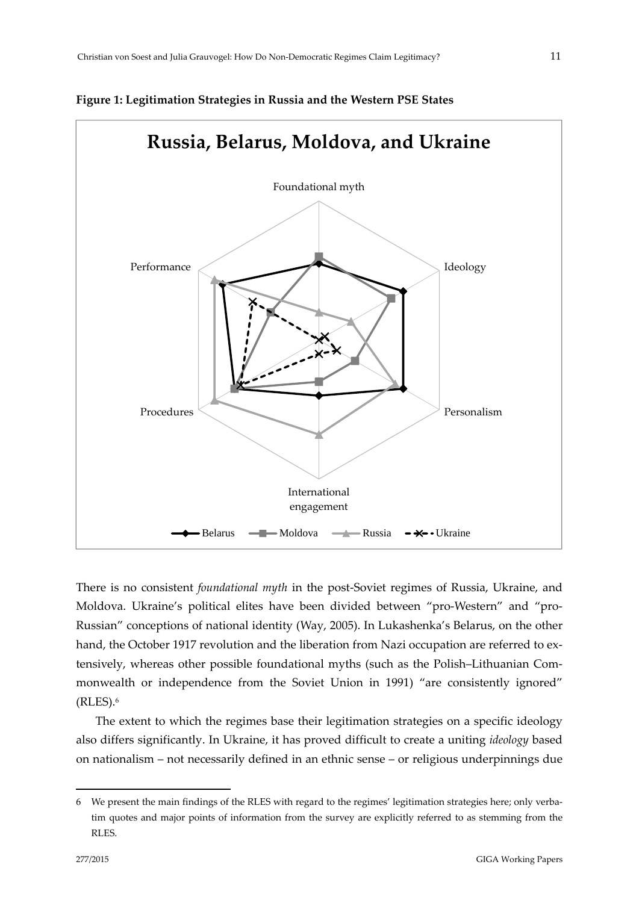**Figure 1: Legitimation Strategies in Russia and the Western PSE States**

There is no consistent *foundational myth* in the post-Soviet regimes of Russia, Ukraine, and Moldova. Ukraine's political elites have been divided between "pro-Western" and "pro-Russian" conceptions of national identity (Way, 2005). In Lukashenka's Belarus, on the other hand, the October 1917 revolution and the liberation from Nazi occupation are referred to extensively, whereas other possible foundational myths (such as the Polish–Lithuanian Commonwealth or independence from the Soviet Union in 1991) "are consistently ignored" (RLES).[6]

The extent to which the regimes base their legitimation strategies on a specific ideology also differs significantly. In Ukraine, it has proved difficult to create a uniting *ideology* based on nationalism – not necessarily defined in an ethnic sense – or religious underpinnings due

6 We present the main findings of the RLES with regard to the regimes' legitimation strategies here; only verbatim quotes and major points of information from the survey are explicitly referred to as stemming from the RLES.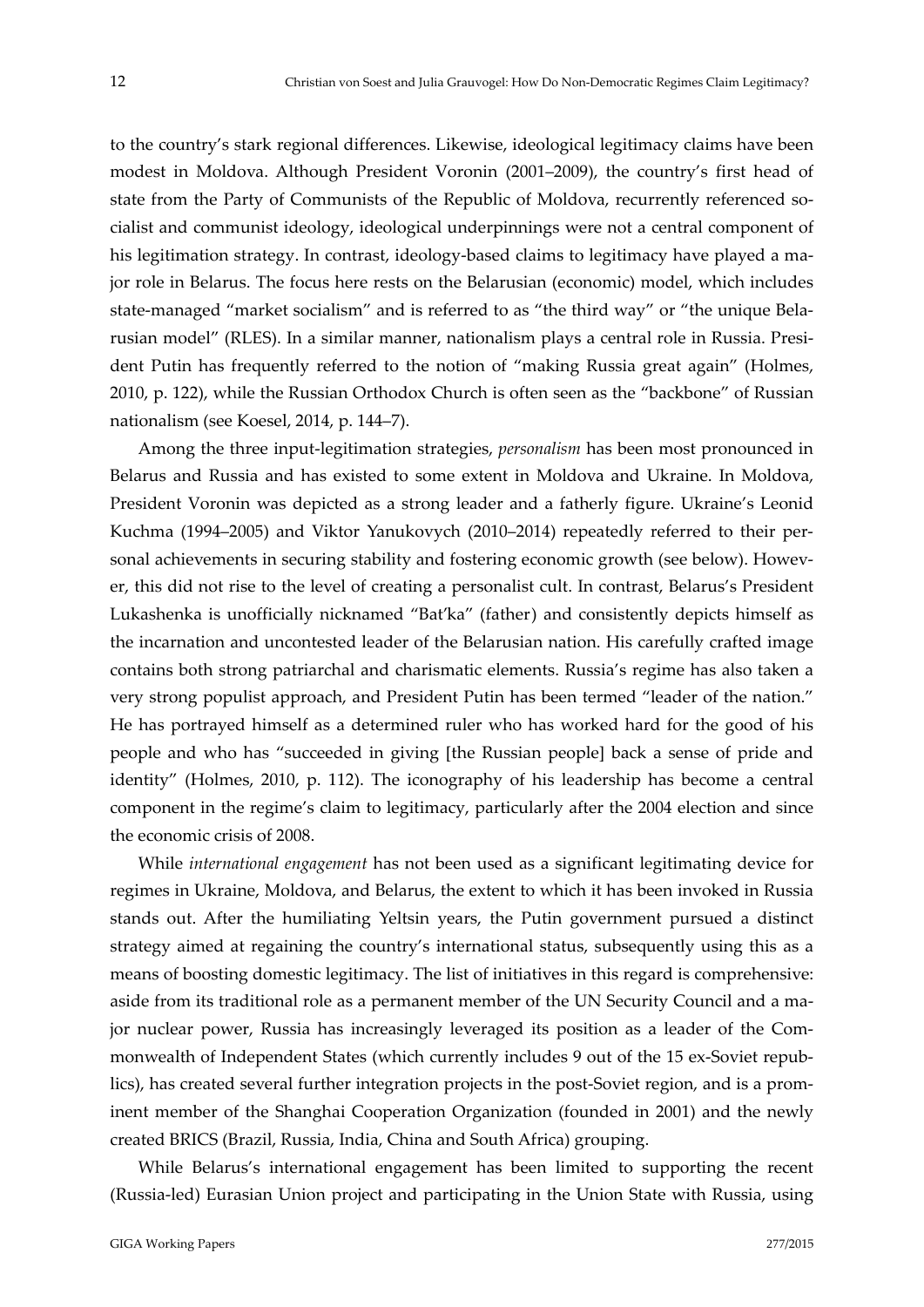to the country's stark regional differences. Likewise, ideological legitimacy claims have been modest in Moldova. Although President Voronin (2001–2009), the country's first head of state from the Party of Communists of the Republic of Moldova, recurrently referenced socialist and communist ideology, ideological underpinnings were not a central component of his legitimation strategy. In contrast, ideology-based claims to legitimacy have played a major role in Belarus. The focus here rests on the Belarusian (economic) model, which includes state-managed "market socialism" and is referred to as "the third way" or "the unique Belarusian model" (RLES). In a similar manner, nationalism plays a central role in Russia. President Putin has frequently referred to the notion of "making Russia great again" (Holmes, 2010, p. 122), while the Russian Orthodox Church is often seen as the "backbone" of Russian nationalism (see Koesel, 2014, p. 144–7).

Among the three input-legitimation strategies, *personalism* has been most pronounced in Belarus and Russia and has existed to some extent in Moldova and Ukraine. In Moldova, President Voronin was depicted as a strong leader and a fatherly figure. Ukraine's Leonid Kuchma (1994–2005) and Viktor Yanukovych (2010–2014) repeatedly referred to their personal achievements in securing stability and fostering economic growth (see below). However, this did not rise to the level of creating a personalist cult. In contrast, Belarus's President Lukashenka is unofficially nicknamed "Bat'ka" (father) and consistently depicts himself as the incarnation and uncontested leader of the Belarusian nation. His carefully crafted image contains both strong patriarchal and charismatic elements. Russia's regime has also taken a very strong populist approach, and President Putin has been termed "leader of the nation." He has portrayed himself as a determined ruler who has worked hard for the good of his people and who has "succeeded in giving [the Russian people] back a sense of pride and identity" (Holmes, 2010, p. 112). The iconography of his leadership has become a central component in the regime's claim to legitimacy, particularly after the 2004 election and since the economic crisis of 2008.

While *international engagement* has not been used as a significant legitimating device for regimes in Ukraine, Moldova, and Belarus, the extent to which it has been invoked in Russia stands out. After the humiliating Yeltsin years, the Putin government pursued a distinct strategy aimed at regaining the country's international status, subsequently using this as a means of boosting domestic legitimacy. The list of initiatives in this regard is comprehensive: aside from its traditional role as a permanent member of the UN Security Council and a major nuclear power, Russia has increasingly leveraged its position as a leader of the Commonwealth of Independent States (which currently includes 9 out of the 15 ex-Soviet republics), has created several further integration projects in the post-Soviet region, and is a prominent member of the Shanghai Cooperation Organization (founded in 2001) and the newly created BRICS (Brazil, Russia, India, China and South Africa) grouping.

While Belarus's international engagement has been limited to supporting the recent (Russia-led) Eurasian Union project and participating in the Union State with Russia, using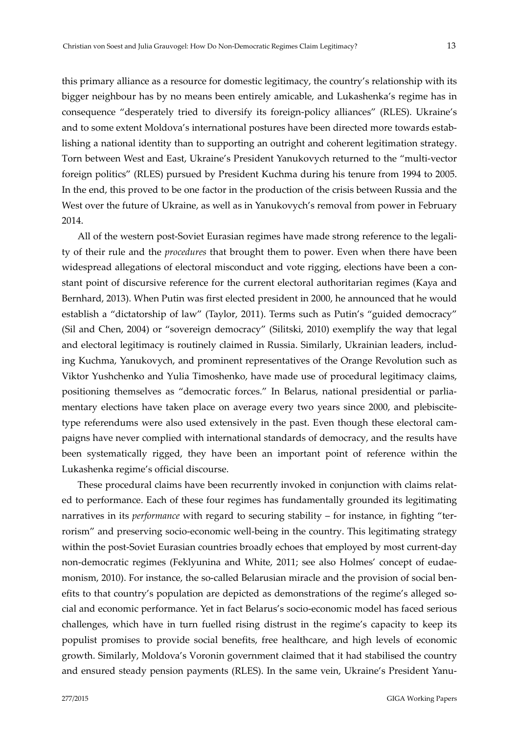this primary alliance as a resource for domestic legitimacy, the country's relationship with its bigger neighbour has by no means been entirely amicable, and Lukashenka's regime has in consequence "desperately tried to diversify its foreign-policy alliances" (RLES). Ukraine's and to some extent Moldova's international postures have been directed more towards establishing a national identity than to supporting an outright and coherent legitimation strategy. Torn between West and East, Ukraine's President Yanukovych returned to the "multi-vector foreign politics" (RLES) pursued by President Kuchma during his tenure from 1994 to 2005. In the end, this proved to be one factor in the production of the crisis between Russia and the West over the future of Ukraine, as well as in Yanukovych's removal from power in February 2014.

All of the western post-Soviet Eurasian regimes have made strong reference to the legality of their rule and the *procedures* that brought them to power. Even when there have been widespread allegations of electoral misconduct and vote rigging, elections have been a constant point of discursive reference for the current electoral authoritarian regimes (Kaya and Bernhard, 2013). When Putin was first elected president in 2000, he announced that he would establish a "dictatorship of law" (Taylor, 2011). Terms such as Putin's "guided democracy" (Sil and Chen, 2004) or "sovereign democracy" (Silitski, 2010) exemplify the way that legal and electoral legitimacy is routinely claimed in Russia. Similarly, Ukrainian leaders, including Kuchma, Yanukovych, and prominent representatives of the Orange Revolution such as Viktor Yushchenko and Yulia Timoshenko, have made use of procedural legitimacy claims, positioning themselves as "democratic forces." In Belarus, national presidential or parliamentary elections have taken place on average every two years since 2000, and plebiscite-type referendums were also used extensively in the past. Even though these electoral campaigns have never complied with international standards of democracy, and the results have been systematically rigged, they have been an important point of reference within the Lukashenka regime's official discourse.

These procedural claims have been recurrently invoked in conjunction with claims related to performance. Each of these four regimes has fundamentally grounded its legitimating narratives in its *performance* with regard to securing stability – for instance, in fighting "terrorism" and preserving socio-economic well-being in the country. This legitimating strategy within the post-Soviet Eurasian countries broadly echoes that employed by most current-day non-democratic regimes (Feklyunina and White, 2011; see also Holmes' concept of eudaemonism, 2010). For instance, the so-called Belarusian miracle and the provision of social benefits to that country's population are depicted as demonstrations of the regime's alleged social and economic performance. Yet in fact Belarus's socio-economic model has faced serious challenges, which have in turn fuelled rising distrust in the regime's capacity to keep its populist promises to provide social benefits, free healthcare, and high levels of economic growth. Similarly, Moldova's Voronin government claimed that it had stabilised the country and ensured steady pension payments (RLES). In the same vein, Ukraine's President Yanu-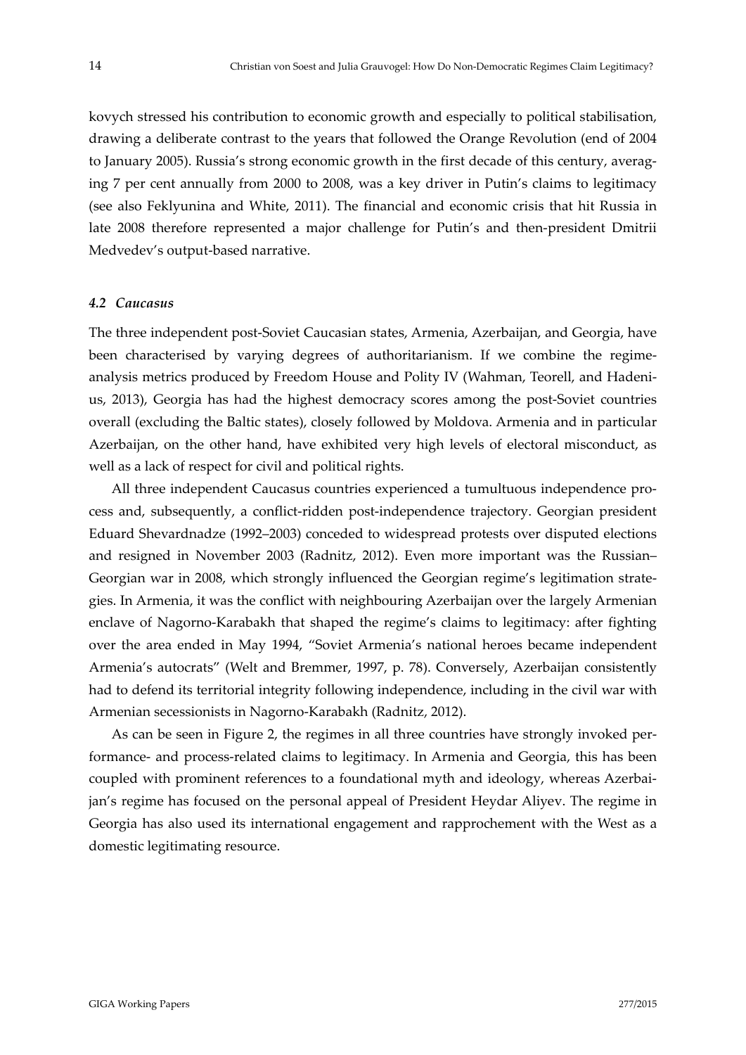kovych stressed his contribution to economic growth and especially to political stabilisation, drawing a deliberate contrast to the years that followed the Orange Revolution (end of 2004 to January 2005). Russia's strong economic growth in the first decade of this century, averaging 7 per cent annually from 2000 to 2008, was a key driver in Putin's claims to legitimacy (see also Feklyunina and White, 2011). The financial and economic crisis that hit Russia in late 2008 therefore represented a major challenge for Putin's and then-president Dmitrii Medvedev's output-based narrative.

### *4.2 Caucasus*

The three independent post-Soviet Caucasian states, Armenia, Azerbaijan, and Georgia, have been characterised by varying degrees of authoritarianism. If we combine the regime-analysis metrics produced by Freedom House and Polity IV (Wahman, Teorell, and Hadenius, 2013), Georgia has had the highest democracy scores among the post-Soviet countries overall (excluding the Baltic states), closely followed by Moldova. Armenia and in particular Azerbaijan, on the other hand, have exhibited very high levels of electoral misconduct, as well as a lack of respect for civil and political rights.

All three independent Caucasus countries experienced a tumultuous independence process and, subsequently, a conflict-ridden post-independence trajectory. Georgian president Eduard Shevardnadze (1992–2003) conceded to widespread protests over disputed elections and resigned in November 2003 (Radnitz, 2012). Even more important was the Russian–Georgian war in 2008, which strongly influenced the Georgian regime's legitimation strategies. In Armenia, it was the conflict with neighbouring Azerbaijan over the largely Armenian enclave of Nagorno-Karabakh that shaped the regime's claims to legitimacy: after fighting over the area ended in May 1994, "Soviet Armenia's national heroes became independent Armenia's autocrats" (Welt and Bremmer, 1997, p. 78). Conversely, Azerbaijan consistently had to defend its territorial integrity following independence, including in the civil war with Armenian secessionists in Nagorno-Karabakh (Radnitz, 2012).

As can be seen in Figure 2, the regimes in all three countries have strongly invoked performance- and process-related claims to legitimacy. In Armenia and Georgia, this has been coupled with prominent references to a foundational myth and ideology, whereas Azerbaijan's regime has focused on the personal appeal of President Heydar Aliyev. The regime in Georgia has also used its international engagement and rapprochement with the West as a domestic legitimating resource.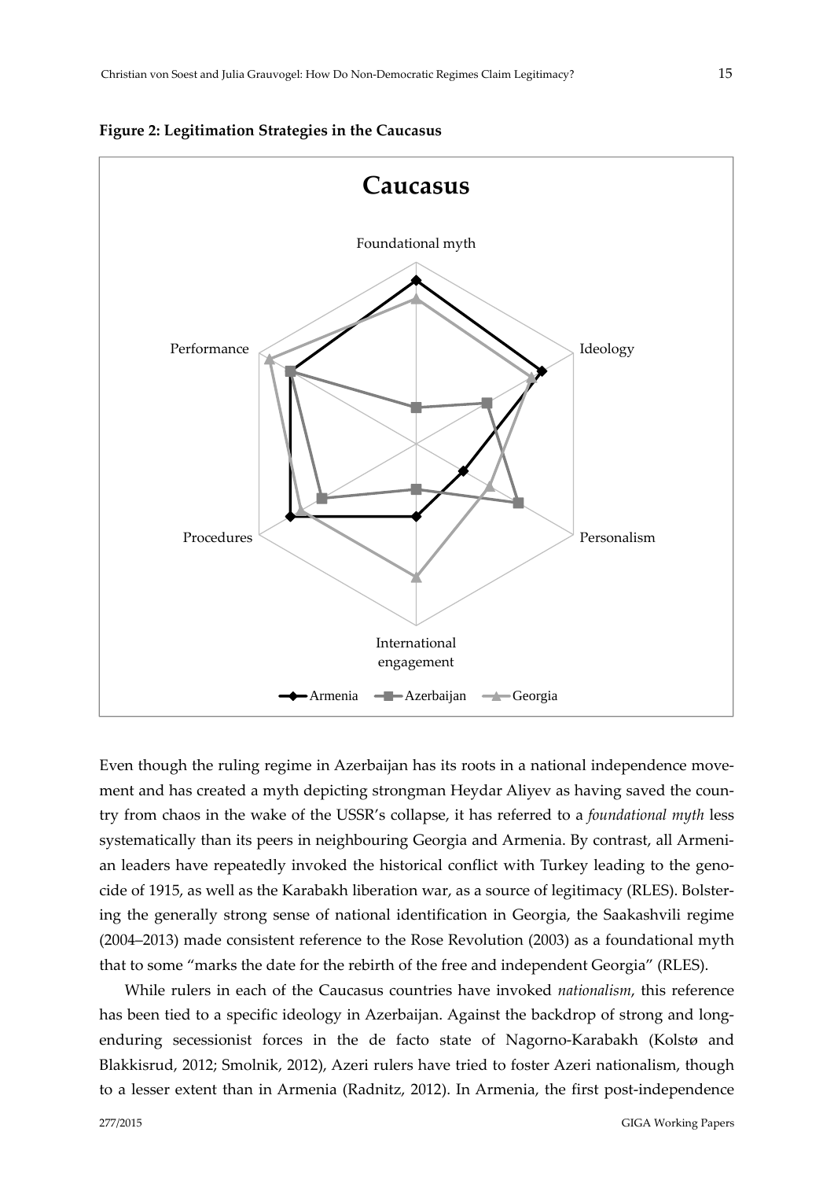**Figure 2: Legitimation Strategies in the Caucasus**

Even though the ruling regime in Azerbaijan has its roots in a national independence movement and has created a myth depicting strongman Heydar Aliyev as having saved the country from chaos in the wake of the USSR's collapse, it has referred to a *foundational myth* less systematically than its peers in neighbouring Georgia and Armenia. By contrast, all Armenian leaders have repeatedly invoked the historical conflict with Turkey leading to the genocide of 1915, as well as the Karabakh liberation war, as a source of legitimacy (RLES). Bolstering the generally strong sense of national identification in Georgia, the Saakashvili regime (2004–2013) made consistent reference to the Rose Revolution (2003) as a foundational myth that to some "marks the date for the rebirth of the free and independent Georgia" (RLES).

While rulers in each of the Caucasus countries have invoked *nationalism*, this reference has been tied to a specific ideology in Azerbaijan. Against the backdrop of strong and long-enduring secessionist forces in the de facto state of Nagorno-Karabakh (Kolstø and Blakkisrud, 2012; Smolnik, 2012), Azeri rulers have tried to foster Azeri nationalism, though to a lesser extent than in Armenia (Radnitz, 2012). In Armenia, the first post-independence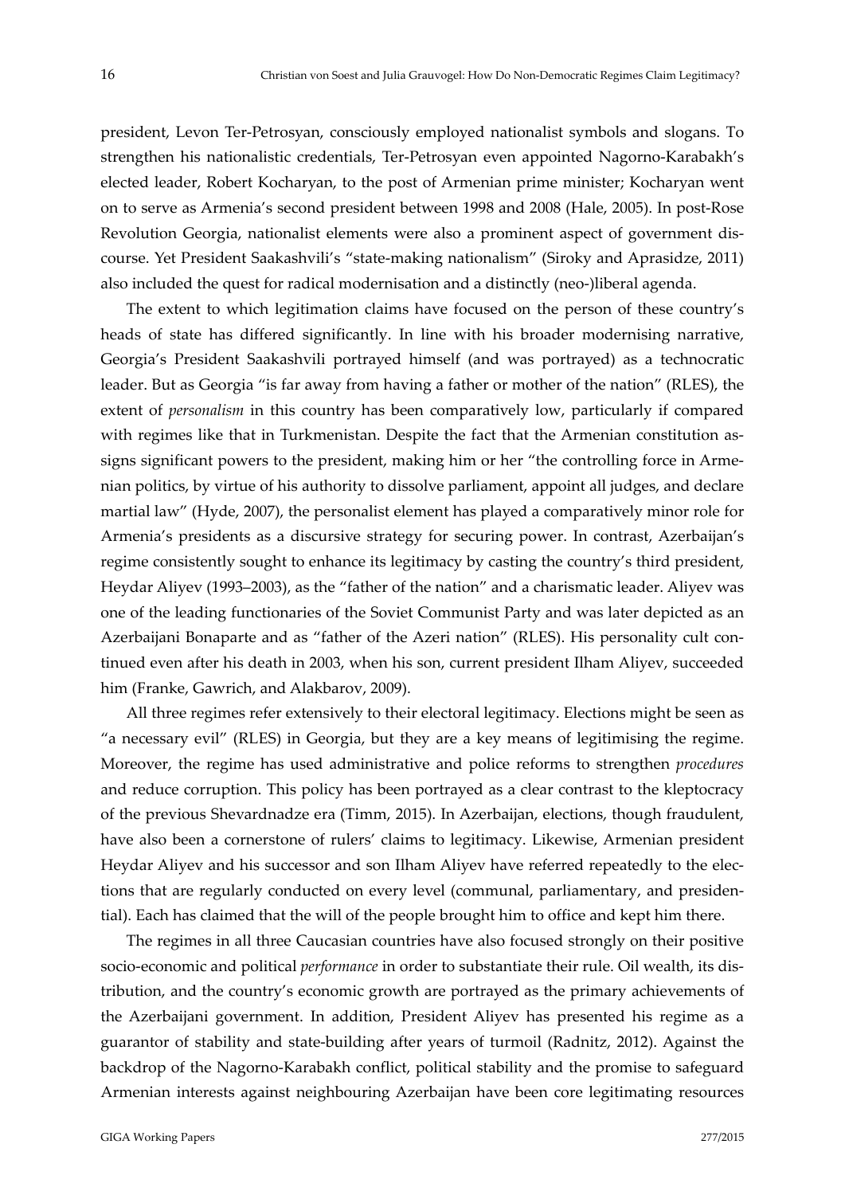president, Levon Ter-Petrosyan, consciously employed nationalist symbols and slogans. To strengthen his nationalistic credentials, Ter-Petrosyan even appointed Nagorno-Karabakh's elected leader, Robert Kocharyan, to the post of Armenian prime minister; Kocharyan went on to serve as Armenia's second president between 1998 and 2008 (Hale, 2005). In post-Rose Revolution Georgia, nationalist elements were also a prominent aspect of government discourse. Yet President Saakashvili's "state-making nationalism" (Siroky and Aprasidze, 2011) also included the quest for radical modernisation and a distinctly (neo-)liberal agenda.

The extent to which legitimation claims have focused on the person of these country's heads of state has differed significantly. In line with his broader modernising narrative, Georgia's President Saakashvili portrayed himself (and was portrayed) as a technocratic leader. But as Georgia "is far away from having a father or mother of the nation" (RLES), the extent of *personalism* in this country has been comparatively low, particularly if compared with regimes like that in Turkmenistan. Despite the fact that the Armenian constitution assigns significant powers to the president, making him or her "the controlling force in Armenian politics, by virtue of his authority to dissolve parliament, appoint all judges, and declare martial law" (Hyde, 2007), the personalist element has played a comparatively minor role for Armenia's presidents as a discursive strategy for securing power. In contrast, Azerbaijan's regime consistently sought to enhance its legitimacy by casting the country's third president, Heydar Aliyev (1993–2003), as the "father of the nation" and a charismatic leader. Aliyev was one of the leading functionaries of the Soviet Communist Party and was later depicted as an Azerbaijani Bonaparte and as "father of the Azeri nation" (RLES). His personality cult continued even after his death in 2003, when his son, current president Ilham Aliyev, succeeded him (Franke, Gawrich, and Alakbarov, 2009).

All three regimes refer extensively to their electoral legitimacy. Elections might be seen as "a necessary evil" (RLES) in Georgia, but they are a key means of legitimising the regime. Moreover, the regime has used administrative and police reforms to strengthen *procedures* and reduce corruption. This policy has been portrayed as a clear contrast to the kleptocracy of the previous Shevardnadze era (Timm, 2015). In Azerbaijan, elections, though fraudulent, have also been a cornerstone of rulers' claims to legitimacy. Likewise, Armenian president Heydar Aliyev and his successor and son Ilham Aliyev have referred repeatedly to the elections that are regularly conducted on every level (communal, parliamentary, and presidential). Each has claimed that the will of the people brought him to office and kept him there.

The regimes in all three Caucasian countries have also focused strongly on their positive socio-economic and political *performance* in order to substantiate their rule. Oil wealth, its distribution, and the country's economic growth are portrayed as the primary achievements of the Azerbaijani government. In addition, President Aliyev has presented his regime as a guarantor of stability and state-building after years of turmoil (Radnitz, 2012). Against the backdrop of the Nagorno-Karabakh conflict, political stability and the promise to safeguard Armenian interests against neighbouring Azerbaijan have been core legitimating resources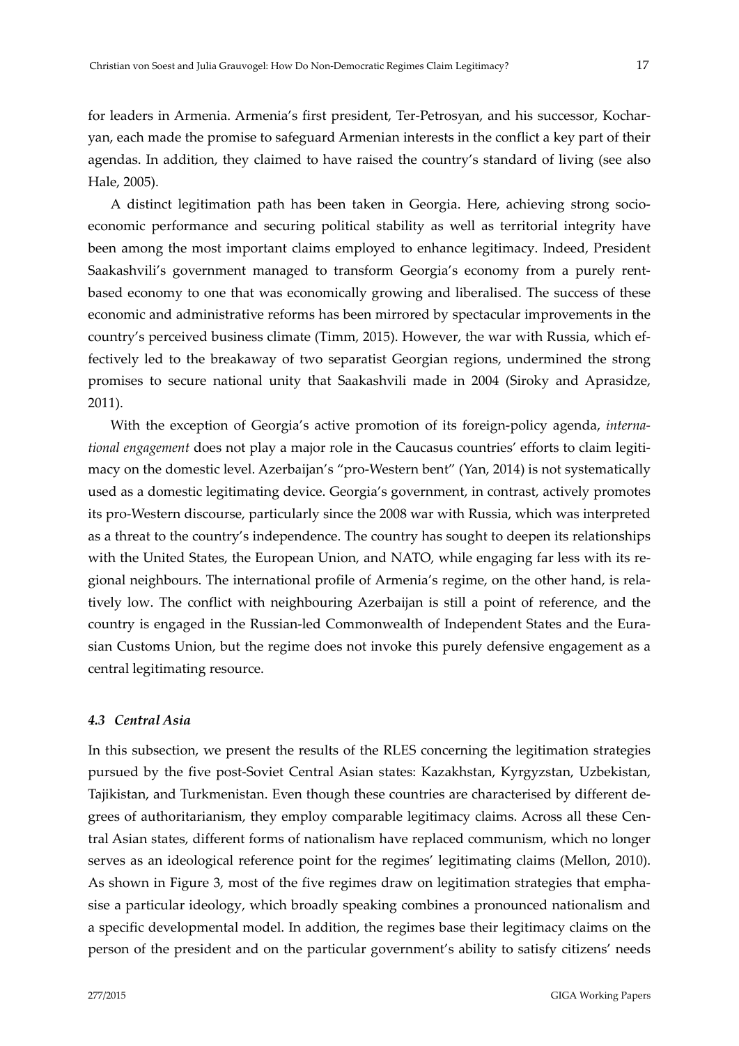for leaders in Armenia. Armenia's first president, Ter-Petrosyan, and his successor, Kocharyan, each made the promise to safeguard Armenian interests in the conflict a key part of their agendas. In addition, they claimed to have raised the country's standard of living (see also Hale, 2005).

A distinct legitimation path has been taken in Georgia. Here, achieving strong socio-economic performance and securing political stability as well as territorial integrity have been among the most important claims employed to enhance legitimacy. Indeed, President Saakashvili's government managed to transform Georgia's economy from a purely rent-based economy to one that was economically growing and liberalised. The success of these economic and administrative reforms has been mirrored by spectacular improvements in the country's perceived business climate (Timm, 2015). However, the war with Russia, which effectively led to the breakaway of two separatist Georgian regions, undermined the strong promises to secure national unity that Saakashvili made in 2004 (Siroky and Aprasidze, 2011).

With the exception of Georgia's active promotion of its foreign-policy agenda, *international engagement* does not play a major role in the Caucasus countries' efforts to claim legitimacy on the domestic level. Azerbaijan's "pro-Western bent" (Yan, 2014) is not systematically used as a domestic legitimating device. Georgia's government, in contrast, actively promotes its pro-Western discourse, particularly since the 2008 war with Russia, which was interpreted as a threat to the country's independence. The country has sought to deepen its relationships with the United States, the European Union, and NATO, while engaging far less with its regional neighbours. The international profile of Armenia's regime, on the other hand, is relatively low. The conflict with neighbouring Azerbaijan is still a point of reference, and the country is engaged in the Russian-led Commonwealth of Independent States and the Eurasian Customs Union, but the regime does not invoke this purely defensive engagement as a central legitimating resource.

### *4.3 Central Asia*

In this subsection, we present the results of the RLES concerning the legitimation strategies pursued by the five post-Soviet Central Asian states: Kazakhstan, Kyrgyzstan, Uzbekistan, Tajikistan, and Turkmenistan. Even though these countries are characterised by different degrees of authoritarianism, they employ comparable legitimacy claims. Across all these Central Asian states, different forms of nationalism have replaced communism, which no longer serves as an ideological reference point for the regimes' legitimating claims (Mellon, 2010). As shown in Figure 3, most of the five regimes draw on legitimation strategies that emphasise a particular ideology, which broadly speaking combines a pronounced nationalism and a specific developmental model. In addition, the regimes base their legitimacy claims on the person of the president and on the particular government's ability to satisfy citizens' needs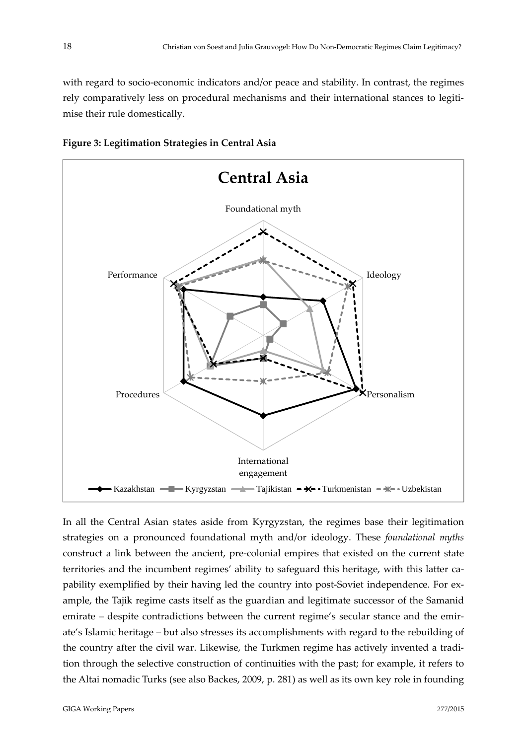with regard to socio-economic indicators and/or peace and stability. In contrast, the regimes rely comparatively less on procedural mechanisms and their international stances to legitimise their rule domestically.

**Figure 3: Legitimation Strategies in Central Asia**

In all the Central Asian states aside from Kyrgyzstan, the regimes base their legitimation strategies on a pronounced foundational myth and/or ideology. These *foundational myths* construct a link between the ancient, pre-colonial empires that existed on the current state territories and the incumbent regimes' ability to safeguard this heritage, with this latter capability exemplified by their having led the country into post-Soviet independence. For example, the Tajik regime casts itself as the guardian and legitimate successor of the Samanid emirate – despite contradictions between the current regime's secular stance and the emirate's Islamic heritage – but also stresses its accomplishments with regard to the rebuilding of the country after the civil war. Likewise, the Turkmen regime has actively invented a tradition through the selective construction of continuities with the past; for example, it refers to the Altai nomadic Turks (see also Backes, 2009, p. 281) as well as its own key role in founding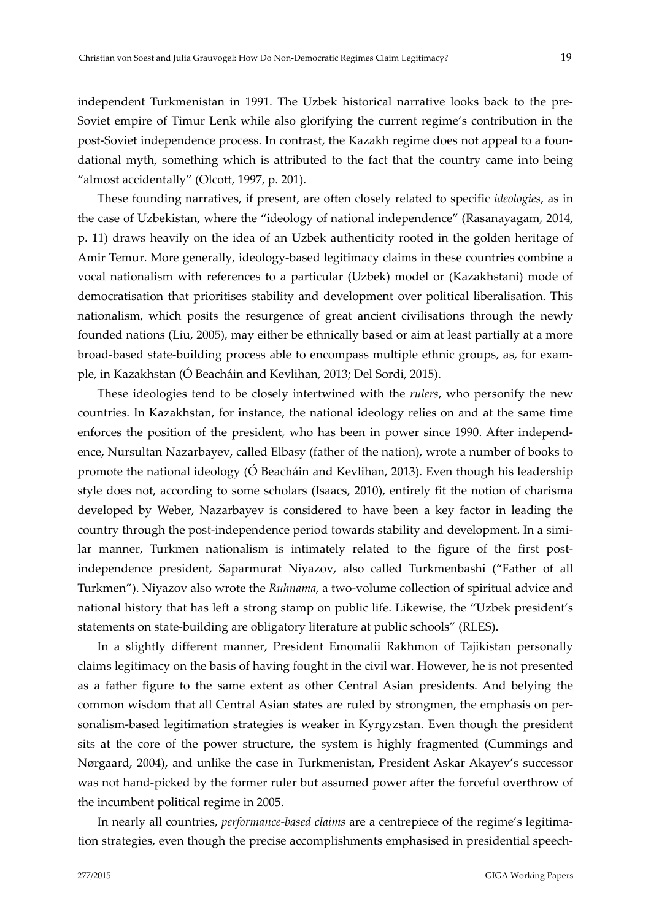independent Turkmenistan in 1991. The Uzbek historical narrative looks back to the pre-Soviet empire of Timur Lenk while also glorifying the current regime's contribution in the post-Soviet independence process. In contrast, the Kazakh regime does not appeal to a foundational myth, something which is attributed to the fact that the country came into being "almost accidentally" (Olcott, 1997, p. 201).

These founding narratives, if present, are often closely related to specific *ideologies*, as in the case of Uzbekistan, where the "ideology of national independence" (Rasanayagam, 2014, p. 11) draws heavily on the idea of an Uzbek authenticity rooted in the golden heritage of Amir Temur. More generally, ideology-based legitimacy claims in these countries combine a vocal nationalism with references to a particular (Uzbek) model or (Kazakhstani) mode of democratisation that prioritises stability and development over political liberalisation. This nationalism, which posits the resurgence of great ancient civilisations through the newly founded nations (Liu, 2005), may either be ethnically based or aim at least partially at a more broad-based state-building process able to encompass multiple ethnic groups, as, for example, in Kazakhstan (Ó Beacháin and Kevlihan, 2013; Del Sordi, 2015).

These ideologies tend to be closely intertwined with the *rulers*, who personify the new countries. In Kazakhstan, for instance, the national ideology relies on and at the same time enforces the position of the president, who has been in power since 1990. After independence, Nursultan Nazarbayev, called Elbasy (father of the nation), wrote a number of books to promote the national ideology (Ó Beacháin and Kevlihan, 2013). Even though his leadership style does not, according to some scholars (Isaacs, 2010), entirely fit the notion of charisma developed by Weber, Nazarbayev is considered to have been a key factor in leading the country through the post-independence period towards stability and development. In a similar manner, Turkmen nationalism is intimately related to the figure of the first post-independence president, Saparmurat Niyazov, also called Turkmenbashi ("Father of all Turkmen"). Niyazov also wrote the *Ruhnama*, a two-volume collection of spiritual advice and national history that has left a strong stamp on public life. Likewise, the "Uzbek president's statements on state-building are obligatory literature at public schools" (RLES).

In a slightly different manner, President Emomalii Rakhmon of Tajikistan personally claims legitimacy on the basis of having fought in the civil war. However, he is not presented as a father figure to the same extent as other Central Asian presidents. And belying the common wisdom that all Central Asian states are ruled by strongmen, the emphasis on personalism-based legitimation strategies is weaker in Kyrgyzstan. Even though the president sits at the core of the power structure, the system is highly fragmented (Cummings and Nørgaard, 2004), and unlike the case in Turkmenistan, President Askar Akayev's successor was not hand-picked by the former ruler but assumed power after the forceful overthrow of the incumbent political regime in 2005.

In nearly all countries, *performance-based claims* are a centrepiece of the regime's legitimation strategies, even though the precise accomplishments emphasised in presidential speech-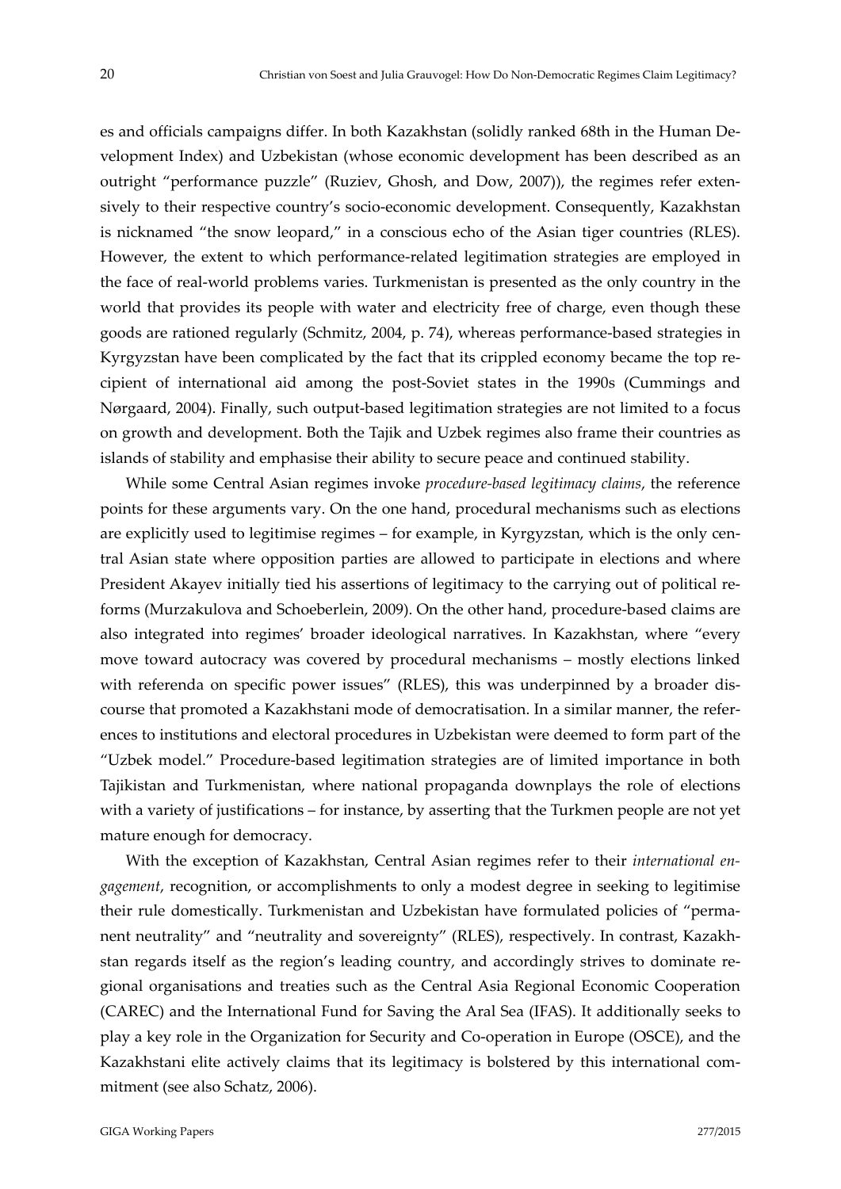es and officials campaigns differ. In both Kazakhstan (solidly ranked 68th in the Human Development Index) and Uzbekistan (whose economic development has been described as an outright "performance puzzle" (Ruziev, Ghosh, and Dow, 2007)), the regimes refer extensively to their respective country's socio-economic development. Consequently, Kazakhstan is nicknamed "the snow leopard," in a conscious echo of the Asian tiger countries (RLES). However, the extent to which performance-related legitimation strategies are employed in the face of real-world problems varies. Turkmenistan is presented as the only country in the world that provides its people with water and electricity free of charge, even though these goods are rationed regularly (Schmitz, 2004, p. 74), whereas performance-based strategies in Kyrgyzstan have been complicated by the fact that its crippled economy became the top recipient of international aid among the post-Soviet states in the 1990s (Cummings and Nørgaard, 2004). Finally, such output-based legitimation strategies are not limited to a focus on growth and development. Both the Tajik and Uzbek regimes also frame their countries as islands of stability and emphasise their ability to secure peace and continued stability.

While some Central Asian regimes invoke *procedure-based legitimacy claims*, the reference points for these arguments vary. On the one hand, procedural mechanisms such as elections are explicitly used to legitimise regimes – for example, in Kyrgyzstan, which is the only central Asian state where opposition parties are allowed to participate in elections and where President Akayev initially tied his assertions of legitimacy to the carrying out of political reforms (Murzakulova and Schoeberlein, 2009). On the other hand, procedure-based claims are also integrated into regimes' broader ideological narratives. In Kazakhstan, where "every move toward autocracy was covered by procedural mechanisms – mostly elections linked with referenda on specific power issues" (RLES), this was underpinned by a broader discourse that promoted a Kazakhstani mode of democratisation. In a similar manner, the references to institutions and electoral procedures in Uzbekistan were deemed to form part of the "Uzbek model." Procedure-based legitimation strategies are of limited importance in both Tajikistan and Turkmenistan, where national propaganda downplays the role of elections with a variety of justifications – for instance, by asserting that the Turkmen people are not yet mature enough for democracy.

With the exception of Kazakhstan, Central Asian regimes refer to their *international engagement*, recognition, or accomplishments to only a modest degree in seeking to legitimise their rule domestically. Turkmenistan and Uzbekistan have formulated policies of "permanent neutrality" and "neutrality and sovereignty" (RLES), respectively. In contrast, Kazakhstan regards itself as the region's leading country, and accordingly strives to dominate regional organisations and treaties such as the Central Asia Regional Economic Cooperation (CAREC) and the International Fund for Saving the Aral Sea (IFAS). It additionally seeks to play a key role in the Organization for Security and Co-operation in Europe (OSCE), and the Kazakhstani elite actively claims that its legitimacy is bolstered by this international commitment (see also Schatz, 2006).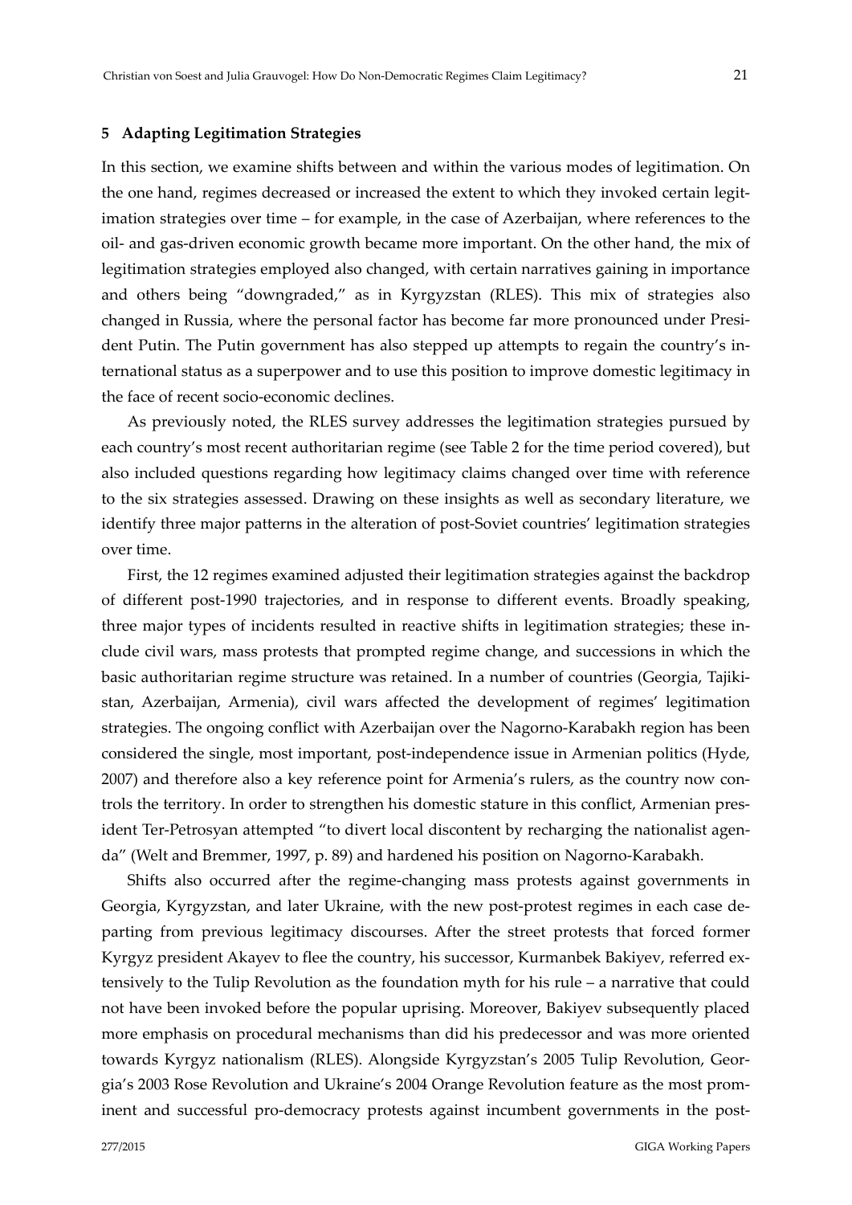## 5 Adapting Legitimation Strategies

In this section, we examine shifts between and within the various modes of legitimation. On the one hand, regimes decreased or increased the extent to which they invoked certain legitimation strategies over time – for example, in the case of Azerbaijan, where references to the oil- and gas-driven economic growth became more important. On the other hand, the mix of legitimation strategies employed also changed, with certain narratives gaining in importance and others being "downgraded," as in Kyrgyzstan (RLES). This mix of strategies also changed in Russia, where the personal factor has become far more pronounced under President Putin. The Putin government has also stepped up attempts to regain the country's international status as a superpower and to use this position to improve domestic legitimacy in the face of recent socio-economic declines.

As previously noted, the RLES survey addresses the legitimation strategies pursued by each country's most recent authoritarian regime (see Table 2 for the time period covered), but also included questions regarding how legitimacy claims changed over time with reference to the six strategies assessed. Drawing on these insights as well as secondary literature, we identify three major patterns in the alteration of post-Soviet countries' legitimation strategies over time.

First, the 12 regimes examined adjusted their legitimation strategies against the backdrop of different post-1990 trajectories, and in response to different events. Broadly speaking, three major types of incidents resulted in reactive shifts in legitimation strategies; these include civil wars, mass protests that prompted regime change, and successions in which the basic authoritarian regime structure was retained. In a number of countries (Georgia, Tajikistan, Azerbaijan, Armenia), civil wars affected the development of regimes' legitimation strategies. The ongoing conflict with Azerbaijan over the Nagorno-Karabakh region has been considered the single, most important, post-independence issue in Armenian politics (Hyde, 2007) and therefore also a key reference point for Armenia's rulers, as the country now controls the territory. In order to strengthen his domestic stature in this conflict, Armenian president Ter-Petrosyan attempted "to divert local discontent by recharging the nationalist agenda" (Welt and Bremmer, 1997, p. 89) and hardened his position on Nagorno-Karabakh.

Shifts also occurred after the regime-changing mass protests against governments in Georgia, Kyrgyzstan, and later Ukraine, with the new post-protest regimes in each case departing from previous legitimacy discourses. After the street protests that forced former Kyrgyz president Akayev to flee the country, his successor, Kurmanbek Bakiyev, referred extensively to the Tulip Revolution as the foundation myth for his rule – a narrative that could not have been invoked before the popular uprising. Moreover, Bakiyev subsequently placed more emphasis on procedural mechanisms than did his predecessor and was more oriented towards Kyrgyz nationalism (RLES). Alongside Kyrgyzstan's 2005 Tulip Revolution, Georgia's 2003 Rose Revolution and Ukraine's 2004 Orange Revolution feature as the most prominent and successful pro-democracy protests against incumbent governments in the post-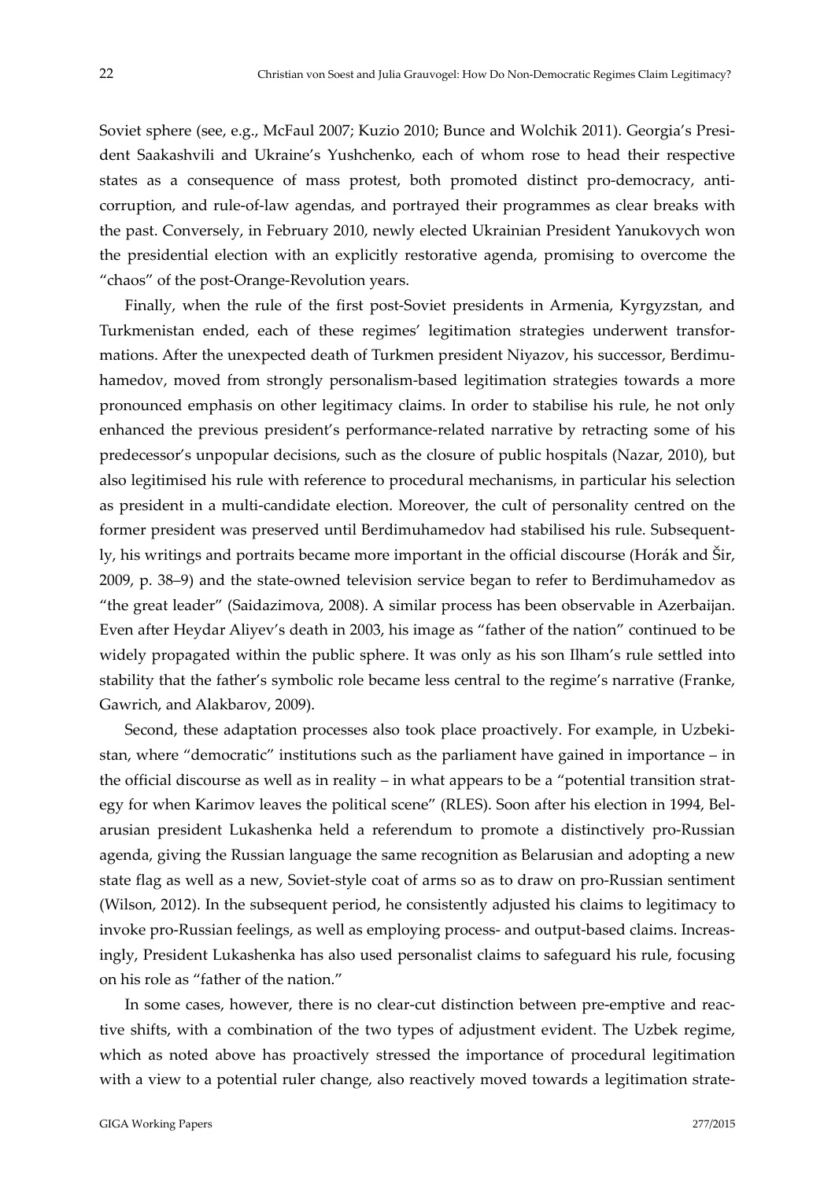Soviet sphere (see, e.g., McFaul 2007; Kuzio 2010; Bunce and Wolchik 2011). Georgia's President Saakashvili and Ukraine's Yushchenko, each of whom rose to head their respective states as a consequence of mass protest, both promoted distinct pro-democracy, anti-corruption, and rule-of-law agendas, and portrayed their programmes as clear breaks with the past. Conversely, in February 2010, newly elected Ukrainian President Yanukovych won the presidential election with an explicitly restorative agenda, promising to overcome the "chaos" of the post-Orange-Revolution years.

Finally, when the rule of the first post-Soviet presidents in Armenia, Kyrgyzstan, and Turkmenistan ended, each of these regimes' legitimation strategies underwent transformations. After the unexpected death of Turkmen president Niyazov, his successor, Berdimuhamedov, moved from strongly personalism-based legitimation strategies towards a more pronounced emphasis on other legitimacy claims. In order to stabilise his rule, he not only enhanced the previous president's performance-related narrative by retracting some of his predecessor's unpopular decisions, such as the closure of public hospitals (Nazar, 2010), but also legitimised his rule with reference to procedural mechanisms, in particular his selection as president in a multi-candidate election. Moreover, the cult of personality centred on the former president was preserved until Berdimuhamedov had stabilised his rule. Subsequently, his writings and portraits became more important in the official discourse (Horák and Šir, 2009, p. 38–9) and the state-owned television service began to refer to Berdimuhamedov as "the great leader" (Saidazimova, 2008). A similar process has been observable in Azerbaijan. Even after Heydar Aliyev's death in 2003, his image as "father of the nation" continued to be widely propagated within the public sphere. It was only as his son Ilham's rule settled into stability that the father's symbolic role became less central to the regime's narrative (Franke, Gawrich, and Alakbarov, 2009).

Second, these adaptation processes also took place proactively. For example, in Uzbekistan, where "democratic" institutions such as the parliament have gained in importance – in the official discourse as well as in reality – in what appears to be a "potential transition strategy for when Karimov leaves the political scene" (RLES). Soon after his election in 1994, Belarusian president Lukashenka held a referendum to promote a distinctively pro-Russian agenda, giving the Russian language the same recognition as Belarusian and adopting a new state flag as well as a new, Soviet-style coat of arms so as to draw on pro-Russian sentiment (Wilson, 2012). In the subsequent period, he consistently adjusted his claims to legitimacy to invoke pro-Russian feelings, as well as employing process- and output-based claims. Increasingly, President Lukashenka has also used personalist claims to safeguard his rule, focusing on his role as "father of the nation."

In some cases, however, there is no clear-cut distinction between pre-emptive and reactive shifts, with a combination of the two types of adjustment evident. The Uzbek regime, which as noted above has proactively stressed the importance of procedural legitimation with a view to a potential ruler change, also reactively moved towards a legitimation strate-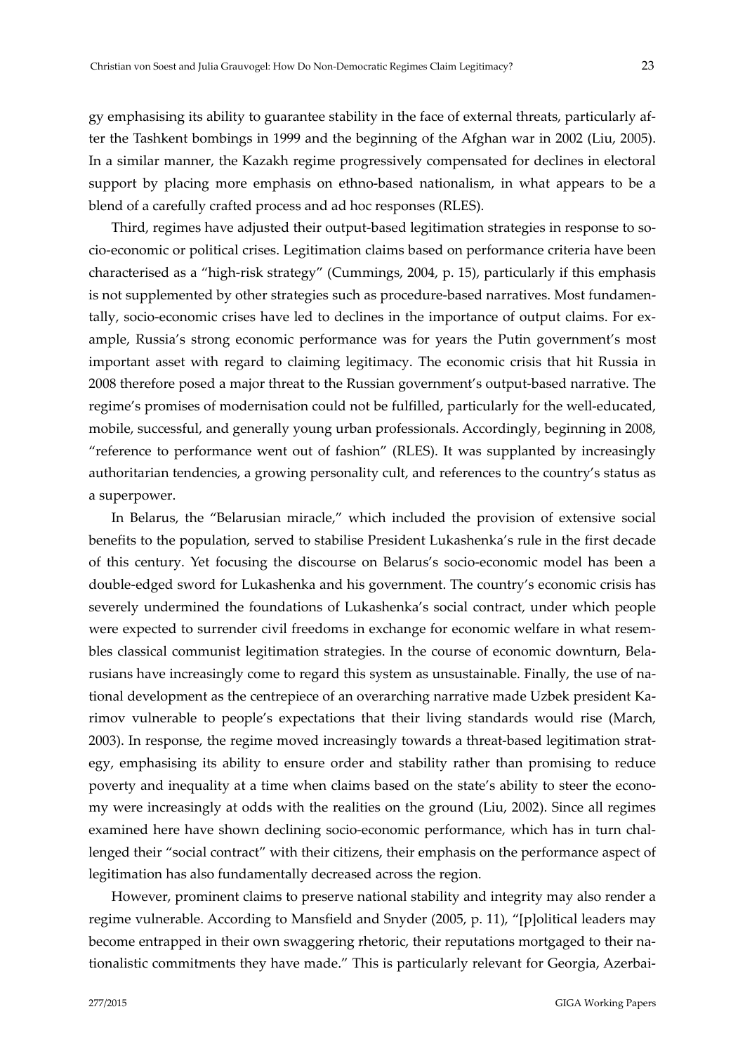gy emphasising its ability to guarantee stability in the face of external threats, particularly after the Tashkent bombings in 1999 and the beginning of the Afghan war in 2002 (Liu, 2005). In a similar manner, the Kazakh regime progressively compensated for declines in electoral support by placing more emphasis on ethno-based nationalism, in what appears to be a blend of a carefully crafted process and ad hoc responses (RLES).

Third, regimes have adjusted their output-based legitimation strategies in response to socio-economic or political crises. Legitimation claims based on performance criteria have been characterised as a "high-risk strategy" (Cummings, 2004, p. 15), particularly if this emphasis is not supplemented by other strategies such as procedure-based narratives. Most fundamentally, socio-economic crises have led to declines in the importance of output claims. For example, Russia's strong economic performance was for years the Putin government's most important asset with regard to claiming legitimacy. The economic crisis that hit Russia in 2008 therefore posed a major threat to the Russian government's output-based narrative. The regime's promises of modernisation could not be fulfilled, particularly for the well-educated, mobile, successful, and generally young urban professionals. Accordingly, beginning in 2008, "reference to performance went out of fashion" (RLES). It was supplanted by increasingly authoritarian tendencies, a growing personality cult, and references to the country's status as a superpower.

In Belarus, the "Belarusian miracle," which included the provision of extensive social benefits to the population, served to stabilise President Lukashenka's rule in the first decade of this century. Yet focusing the discourse on Belarus's socio-economic model has been a double-edged sword for Lukashenka and his government. The country's economic crisis has severely undermined the foundations of Lukashenka's social contract, under which people were expected to surrender civil freedoms in exchange for economic welfare in what resembles classical communist legitimation strategies. In the course of economic downturn, Belarusians have increasingly come to regard this system as unsustainable. Finally, the use of national development as the centrepiece of an overarching narrative made Uzbek president Karimov vulnerable to people's expectations that their living standards would rise (March, 2003). In response, the regime moved increasingly towards a threat-based legitimation strategy, emphasising its ability to ensure order and stability rather than promising to reduce poverty and inequality at a time when claims based on the state's ability to steer the economy were increasingly at odds with the realities on the ground (Liu, 2002). Since all regimes examined here have shown declining socio-economic performance, which has in turn challenged their "social contract" with their citizens, their emphasis on the performance aspect of legitimation has also fundamentally decreased across the region.

However, prominent claims to preserve national stability and integrity may also render a regime vulnerable. According to Mansfield and Snyder (2005, p. 11), "[p]olitical leaders may become entrapped in their own swaggering rhetoric, their reputations mortgaged to their nationalistic commitments they have made." This is particularly relevant for Georgia, Azerbai-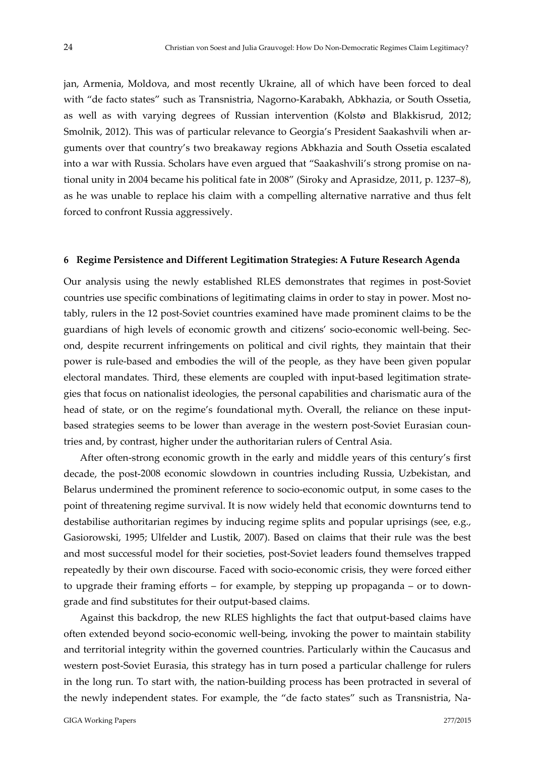jan, Armenia, Moldova, and most recently Ukraine, all of which have been forced to deal with "de facto states" such as Transnistria, Nagorno-Karabakh, Abkhazia, or South Ossetia, as well as with varying degrees of Russian intervention (Kolstø and Blakkisrud, 2012; Smolnik, 2012). This was of particular relevance to Georgia's President Saakashvili when arguments over that country's two breakaway regions Abkhazia and South Ossetia escalated into a war with Russia. Scholars have even argued that "Saakashvili's strong promise on national unity in 2004 became his political fate in 2008" (Siroky and Aprasidze, 2011, p. 1237–8), as he was unable to replace his claim with a compelling alternative narrative and thus felt forced to confront Russia aggressively.

## 6 Regime Persistence and Different Legitimation Strategies: A Future Research Agenda

Our analysis using the newly established RLES demonstrates that regimes in post-Soviet countries use specific combinations of legitimating claims in order to stay in power. Most notably, rulers in the 12 post-Soviet countries examined have made prominent claims to be the guardians of high levels of economic growth and citizens' socio-economic well-being. Second, despite recurrent infringements on political and civil rights, they maintain that their power is rule-based and embodies the will of the people, as they have been given popular electoral mandates. Third, these elements are coupled with input-based legitimation strategies that focus on nationalist ideologies, the personal capabilities and charismatic aura of the head of state, or on the regime's foundational myth. Overall, the reliance on these input-based strategies seems to be lower than average in the western post-Soviet Eurasian countries and, by contrast, higher under the authoritarian rulers of Central Asia.

After often-strong economic growth in the early and middle years of this century's first decade, the post-2008 economic slowdown in countries including Russia, Uzbekistan, and Belarus undermined the prominent reference to socio-economic output, in some cases to the point of threatening regime survival. It is now widely held that economic downturns tend to destabilise authoritarian regimes by inducing regime splits and popular uprisings (see, e.g., Gasiorowski, 1995; Ulfelder and Lustik, 2007). Based on claims that their rule was the best and most successful model for their societies, post-Soviet leaders found themselves trapped repeatedly by their own discourse. Faced with socio-economic crisis, they were forced either to upgrade their framing efforts – for example, by stepping up propaganda – or to downgrade and find substitutes for their output-based claims.

Against this backdrop, the new RLES highlights the fact that output-based claims have often extended beyond socio-economic well-being, invoking the power to maintain stability and territorial integrity within the governed countries. Particularly within the Caucasus and western post-Soviet Eurasia, this strategy has in turn posed a particular challenge for rulers in the long run. To start with, the nation-building process has been protracted in several of the newly independent states. For example, the "de facto states" such as Transnistria, Na-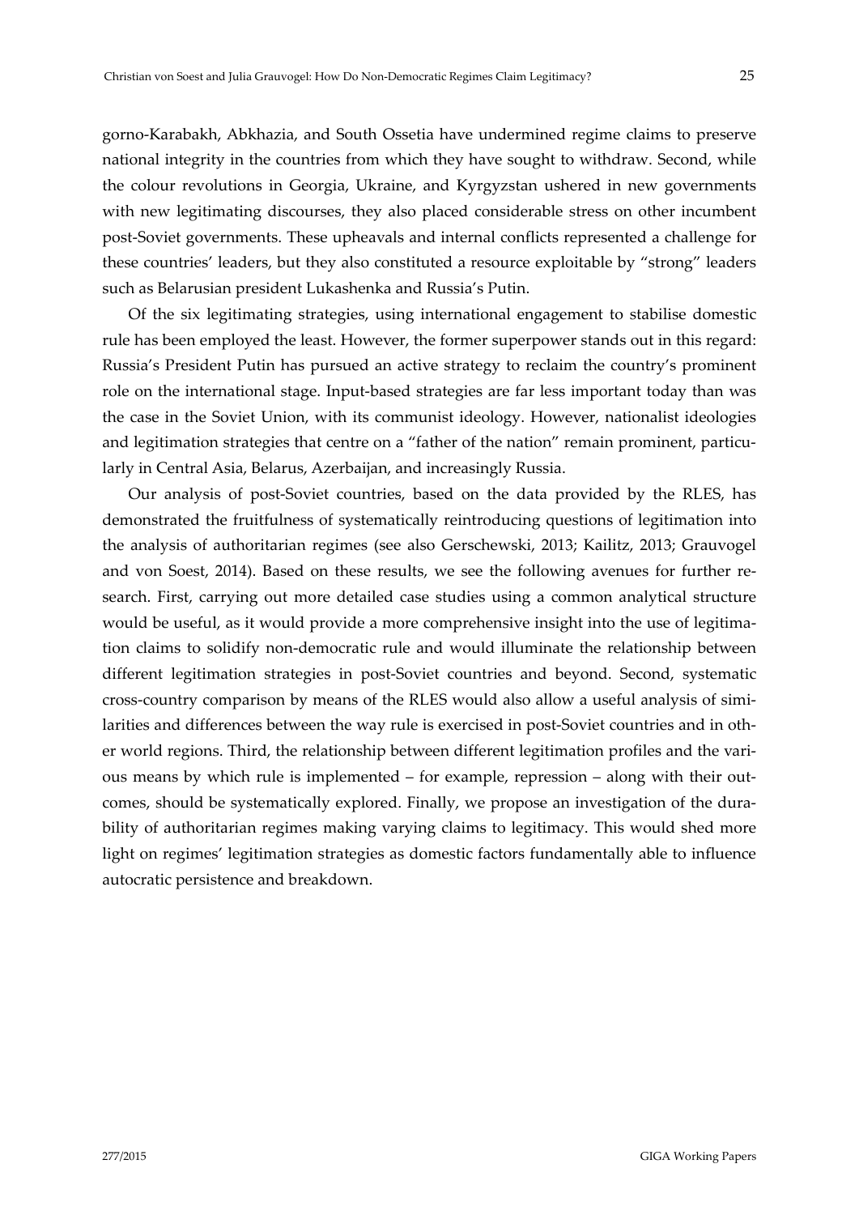gorno-Karabakh, Abkhazia, and South Ossetia have undermined regime claims to preserve national integrity in the countries from which they have sought to withdraw. Second, while the colour revolutions in Georgia, Ukraine, and Kyrgyzstan ushered in new governments with new legitimating discourses, they also placed considerable stress on other incumbent post-Soviet governments. These upheavals and internal conflicts represented a challenge for these countries' leaders, but they also constituted a resource exploitable by "strong" leaders such as Belarusian president Lukashenka and Russia's Putin.

Of the six legitimating strategies, using international engagement to stabilise domestic rule has been employed the least. However, the former superpower stands out in this regard: Russia's President Putin has pursued an active strategy to reclaim the country's prominent role on the international stage. Input-based strategies are far less important today than was the case in the Soviet Union, with its communist ideology. However, nationalist ideologies and legitimation strategies that centre on a "father of the nation" remain prominent, particularly in Central Asia, Belarus, Azerbaijan, and increasingly Russia.

Our analysis of post-Soviet countries, based on the data provided by the RLES, has demonstrated the fruitfulness of systematically reintroducing questions of legitimation into the analysis of authoritarian regimes (see also Gerschewski, 2013; Kailitz, 2013; Grauvogel and von Soest, 2014). Based on these results, we see the following avenues for further research. First, carrying out more detailed case studies using a common analytical structure would be useful, as it would provide a more comprehensive insight into the use of legitimation claims to solidify non-democratic rule and would illuminate the relationship between different legitimation strategies in post-Soviet countries and beyond. Second, systematic cross-country comparison by means of the RLES would also allow a useful analysis of similarities and differences between the way rule is exercised in post-Soviet countries and in other world regions. Third, the relationship between different legitimation profiles and the various means by which rule is implemented – for example, repression – along with their outcomes, should be systematically explored. Finally, we propose an investigation of the durability of authoritarian regimes making varying claims to legitimacy. This would shed more light on regimes' legitimation strategies as domestic factors fundamentally able to influence autocratic persistence and breakdown.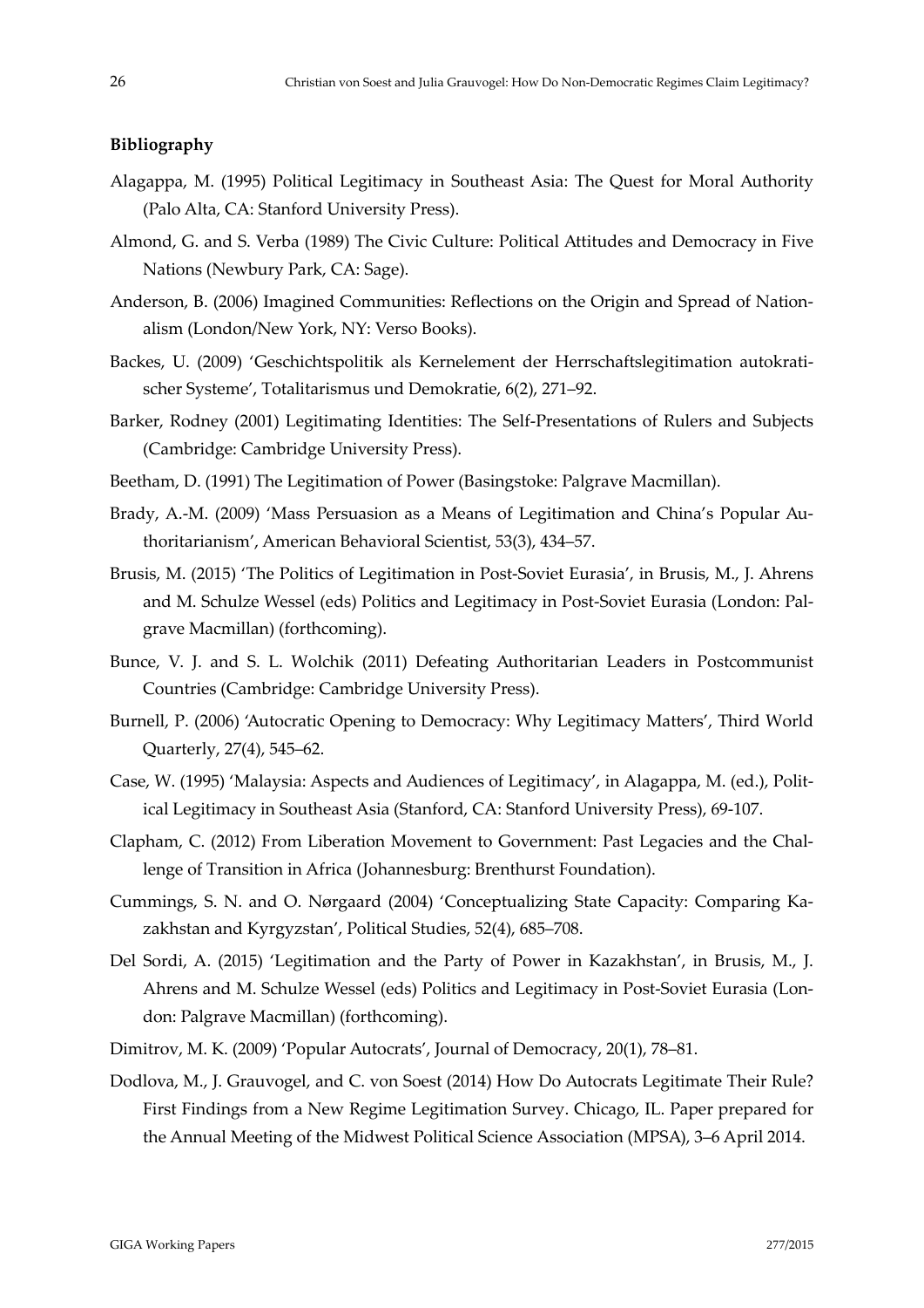**Bibliography**

Alagappa, M. (1995) Political Legitimacy in Southeast Asia: The Quest for Moral Authority (Palo Alta, CA: Stanford University Press).

Almond, G. and S. Verba (1989) The Civic Culture: Political Attitudes and Democracy in Five Nations (Newbury Park, CA: Sage).

Anderson, B. (2006) Imagined Communities: Reflections on the Origin and Spread of Nationalism (London/New York, NY: Verso Books).

Backes, U. (2009) 'Geschichtspolitik als Kernelement der Herrschaftslegitimation autokratischer Systeme', Totalitarismus und Demokratie, 6(2), 271–92.

Barker, Rodney (2001) Legitimating Identities: The Self-Presentations of Rulers and Subjects (Cambridge: Cambridge University Press).

Beetham, D. (1991) The Legitimation of Power (Basingstoke: Palgrave Macmillan).

Brady, A.-M. (2009) 'Mass Persuasion as a Means of Legitimation and China's Popular Authoritarianism', American Behavioral Scientist, 53(3), 434–57.

Brusis, M. (2015) 'The Politics of Legitimation in Post-Soviet Eurasia', in Brusis, M., J. Ahrens and M. Schulze Wessel (eds) Politics and Legitimacy in Post-Soviet Eurasia (London: Palgrave Macmillan) (forthcoming).

Bunce, V. J. and S. L. Wolchik (2011) Defeating Authoritarian Leaders in Postcommunist Countries (Cambridge: Cambridge University Press).

Burnell, P. (2006) 'Autocratic Opening to Democracy: Why Legitimacy Matters', Third World Quarterly, 27(4), 545–62.

Case, W. (1995) 'Malaysia: Aspects and Audiences of Legitimacy', in Alagappa, M. (ed.), Political Legitimacy in Southeast Asia (Stanford, CA: Stanford University Press), 69-107.

Clapham, C. (2012) From Liberation Movement to Government: Past Legacies and the Challenge of Transition in Africa (Johannesburg: Brenthurst Foundation).

Cummings, S. N. and O. Nørgaard (2004) 'Conceptualizing State Capacity: Comparing Kazakhstan and Kyrgyzstan', Political Studies, 52(4), 685–708.

Del Sordi, A. (2015) 'Legitimation and the Party of Power in Kazakhstan', in Brusis, M., J. Ahrens and M. Schulze Wessel (eds) Politics and Legitimacy in Post-Soviet Eurasia (London: Palgrave Macmillan) (forthcoming).

Dimitrov, M. K. (2009) 'Popular Autocrats', Journal of Democracy, 20(1), 78–81.

Dodlova, M., J. Grauvogel, and C. von Soest (2014) How Do Autocrats Legitimate Their Rule? First Findings from a New Regime Legitimation Survey. Chicago, IL. Paper prepared for the Annual Meeting of the Midwest Political Science Association (MPSA), 3–6 April 2014.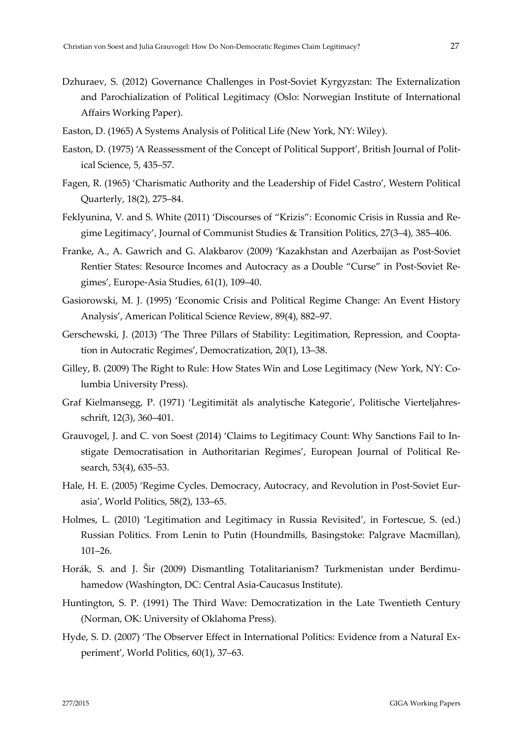Dzhuraev, S. (2012) Governance Challenges in Post-Soviet Kyrgyzstan: The Externalization and Parochialization of Political Legitimacy (Oslo: Norwegian Institute of International Affairs Working Paper).

Easton, D. (1965) A Systems Analysis of Political Life (New York, NY: Wiley).

Easton, D. (1975) 'A Reassessment of the Concept of Political Support', British Journal of Political Science, 5, 435–57.

Fagen, R. (1965) 'Charismatic Authority and the Leadership of Fidel Castro', Western Political Quarterly, 18(2), 275–84.

Feklyunina, V. and S. White (2011) 'Discourses of "Krizis": Economic Crisis in Russia and Regime Legitimacy', Journal of Communist Studies & Transition Politics, 27(3–4), 385–406.

Franke, A., A. Gawrich and G. Alakbarov (2009) 'Kazakhstan and Azerbaijan as Post-Soviet Rentier States: Resource Incomes and Autocracy as a Double "Curse" in Post-Soviet Regimes', Europe-Asia Studies, 61(1), 109–40.

Gasiorowski, M. J. (1995) 'Economic Crisis and Political Regime Change: An Event History Analysis', American Political Science Review, 89(4), 882–97.

Gerschewski, J. (2013) 'The Three Pillars of Stability: Legitimation, Repression, and Cooptation in Autocratic Regimes', Democratization, 20(1), 13–38.

Gilley, B. (2009) The Right to Rule: How States Win and Lose Legitimacy (New York, NY: Columbia University Press).

Graf Kielmansegg, P. (1971) 'Legitimität als analytische Kategorie', Politische Vierteljahresschrift, 12(3), 360–401.

Grauvogel, J. and C. von Soest (2014) 'Claims to Legitimacy Count: Why Sanctions Fail to Instigate Democratisation in Authoritarian Regimes', European Journal of Political Research, 53(4), 635–53.

Hale, H. E. (2005) 'Regime Cycles. Democracy, Autocracy, and Revolution in Post-Soviet Eurasia', World Politics, 58(2), 133–65.

Holmes, L. (2010) 'Legitimation and Legitimacy in Russia Revisited', in Fortescue, S. (ed.) Russian Politics. From Lenin to Putin (Houndmills, Basingstoke: Palgrave Macmillan), 101–26.

Horák, S. and J. Šir (2009) Dismantling Totalitarianism? Turkmenistan under Berdimuhamedow (Washington, DC: Central Asia-Caucasus Institute).

Huntington, S. P. (1991) The Third Wave: Democratization in the Late Twentieth Century (Norman, OK: University of Oklahoma Press).

Hyde, S. D. (2007) 'The Observer Effect in International Politics: Evidence from a Natural Experiment', World Politics, 60(1), 37–63.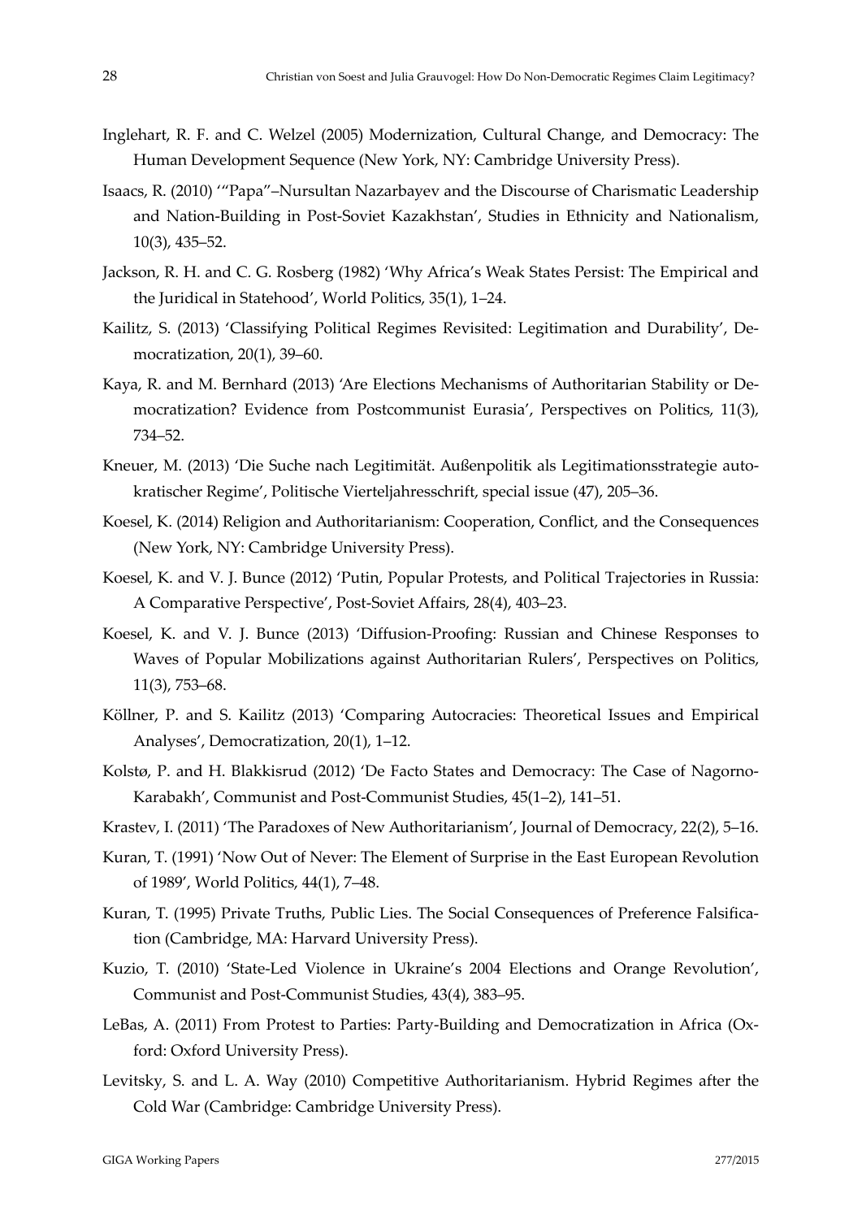Inglehart, R. F. and C. Welzel (2005) Modernization, Cultural Change, and Democracy: The Human Development Sequence (New York, NY: Cambridge University Press).

Isaacs, R. (2010) '"Papa"–Nursultan Nazarbayev and the Discourse of Charismatic Leadership and Nation-Building in Post-Soviet Kazakhstan', Studies in Ethnicity and Nationalism, 10(3), 435–52.

Jackson, R. H. and C. G. Rosberg (1982) 'Why Africa's Weak States Persist: The Empirical and the Juridical in Statehood', World Politics, 35(1), 1–24.

Kailitz, S. (2013) 'Classifying Political Regimes Revisited: Legitimation and Durability', Democratization, 20(1), 39–60.

Kaya, R. and M. Bernhard (2013) 'Are Elections Mechanisms of Authoritarian Stability or Democratization? Evidence from Postcommunist Eurasia', Perspectives on Politics, 11(3), 734–52.

Kneuer, M. (2013) 'Die Suche nach Legitimität. Außenpolitik als Legitimationsstrategie autokratischer Regime', Politische Vierteljahresschrift, special issue (47), 205–36.

Koesel, K. (2014) Religion and Authoritarianism: Cooperation, Conflict, and the Consequences (New York, NY: Cambridge University Press).

Koesel, K. and V. J. Bunce (2012) 'Putin, Popular Protests, and Political Trajectories in Russia: A Comparative Perspective', Post-Soviet Affairs, 28(4), 403–23.

Koesel, K. and V. J. Bunce (2013) 'Diffusion-Proofing: Russian and Chinese Responses to Waves of Popular Mobilizations against Authoritarian Rulers', Perspectives on Politics, 11(3), 753–68.

Köllner, P. and S. Kailitz (2013) 'Comparing Autocracies: Theoretical Issues and Empirical Analyses', Democratization, 20(1), 1–12.

Kolstø, P. and H. Blakkisrud (2012) 'De Facto States and Democracy: The Case of Nagorno-Karabakh', Communist and Post-Communist Studies, 45(1–2), 141–51.

Krastev, I. (2011) 'The Paradoxes of New Authoritarianism', Journal of Democracy, 22(2), 5–16.

Kuran, T. (1991) 'Now Out of Never: The Element of Surprise in the East European Revolution of 1989', World Politics, 44(1), 7–48.

Kuran, T. (1995) Private Truths, Public Lies. The Social Consequences of Preference Falsification (Cambridge, MA: Harvard University Press).

Kuzio, T. (2010) 'State-Led Violence in Ukraine's 2004 Elections and Orange Revolution', Communist and Post-Communist Studies, 43(4), 383–95.

LeBas, A. (2011) From Protest to Parties: Party-Building and Democratization in Africa (Oxford: Oxford University Press).

Levitsky, S. and L. A. Way (2010) Competitive Authoritarianism. Hybrid Regimes after the Cold War (Cambridge: Cambridge University Press).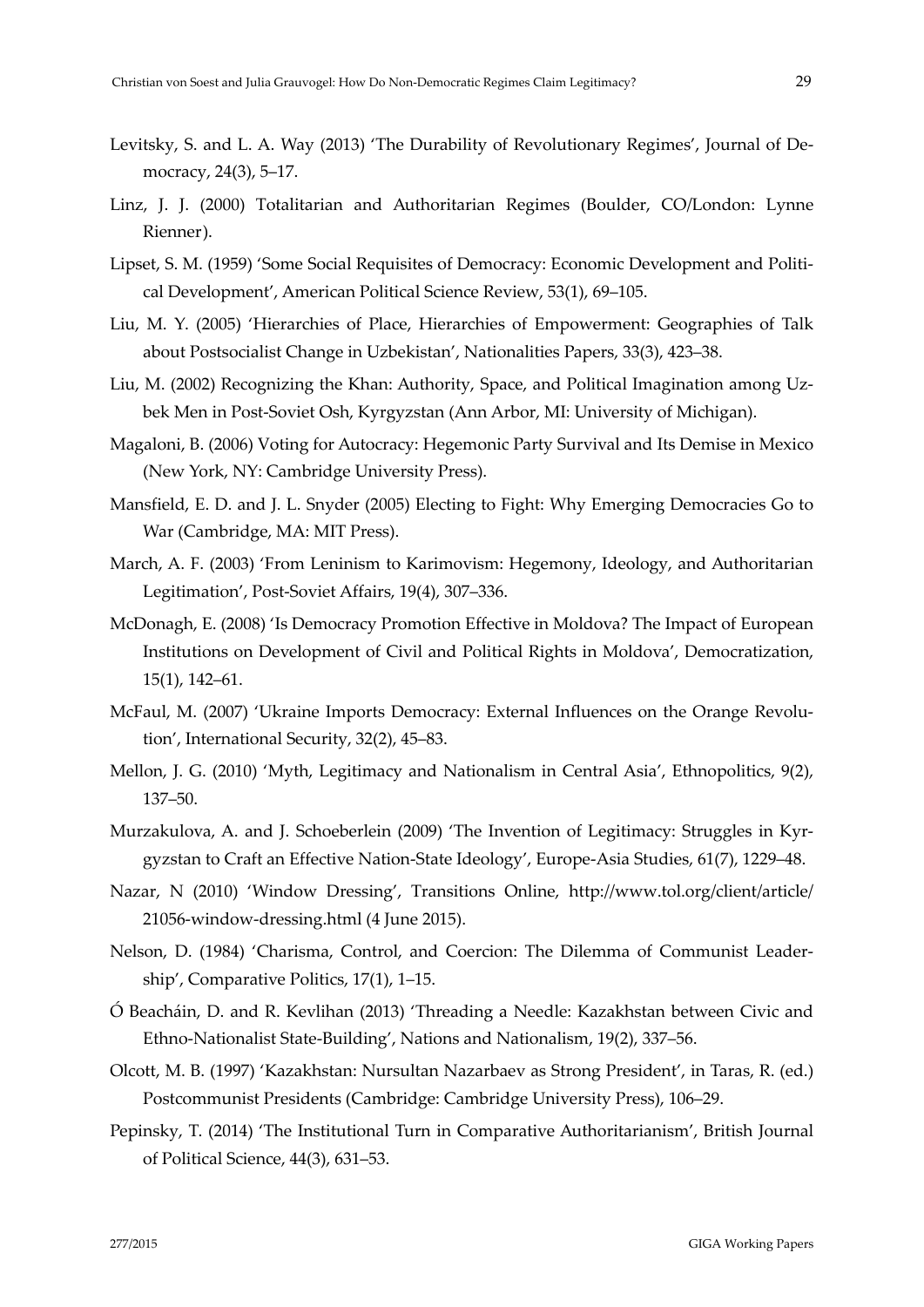Levitsky, S. and L. A. Way (2013) 'The Durability of Revolutionary Regimes', Journal of Democracy, 24(3), 5–17.

Linz, J. J. (2000) Totalitarian and Authoritarian Regimes (Boulder, CO/London: Lynne Rienner).

Lipset, S. M. (1959) 'Some Social Requisites of Democracy: Economic Development and Political Development', American Political Science Review, 53(1), 69–105.

Liu, M. Y. (2005) 'Hierarchies of Place, Hierarchies of Empowerment: Geographies of Talk about Postsocialist Change in Uzbekistan', Nationalities Papers, 33(3), 423–38.

Liu, M. (2002) Recognizing the Khan: Authority, Space, and Political Imagination among Uzbek Men in Post-Soviet Osh, Kyrgyzstan (Ann Arbor, MI: University of Michigan).

Magaloni, B. (2006) Voting for Autocracy: Hegemonic Party Survival and Its Demise in Mexico (New York, NY: Cambridge University Press).

Mansfield, E. D. and J. L. Snyder (2005) Electing to Fight: Why Emerging Democracies Go to War (Cambridge, MA: MIT Press).

March, A. F. (2003) 'From Leninism to Karimovism: Hegemony, Ideology, and Authoritarian Legitimation', Post-Soviet Affairs, 19(4), 307–336.

McDonagh, E. (2008) 'Is Democracy Promotion Effective in Moldova? The Impact of European Institutions on Development of Civil and Political Rights in Moldova', Democratization, 15(1), 142–61.

McFaul, M. (2007) 'Ukraine Imports Democracy: External Influences on the Orange Revolution', International Security, 32(2), 45–83.

Mellon, J. G. (2010) 'Myth, Legitimacy and Nationalism in Central Asia', Ethnopolitics, 9(2), 137–50.

Murzakulova, A. and J. Schoeberlein (2009) 'The Invention of Legitimacy: Struggles in Kyrgyzstan to Craft an Effective Nation-State Ideology', Europe-Asia Studies, 61(7), 1229–48.

Nazar, N (2010) 'Window Dressing', Transitions Online, http://www.tol.org/client/article/21056-window-dressing.html (4 June 2015).

Nelson, D. (1984) 'Charisma, Control, and Coercion: The Dilemma of Communist Leadership', Comparative Politics, 17(1), 1–15.

Ó Beacháin, D. and R. Kevlihan (2013) 'Threading a Needle: Kazakhstan between Civic and Ethno-Nationalist State-Building', Nations and Nationalism, 19(2), 337–56.

Olcott, M. B. (1997) 'Kazakhstan: Nursultan Nazarbaev as Strong President', in Taras, R. (ed.) Postcommunist Presidents (Cambridge: Cambridge University Press), 106–29.

Pepinsky, T. (2014) 'The Institutional Turn in Comparative Authoritarianism', British Journal of Political Science, 44(3), 631–53.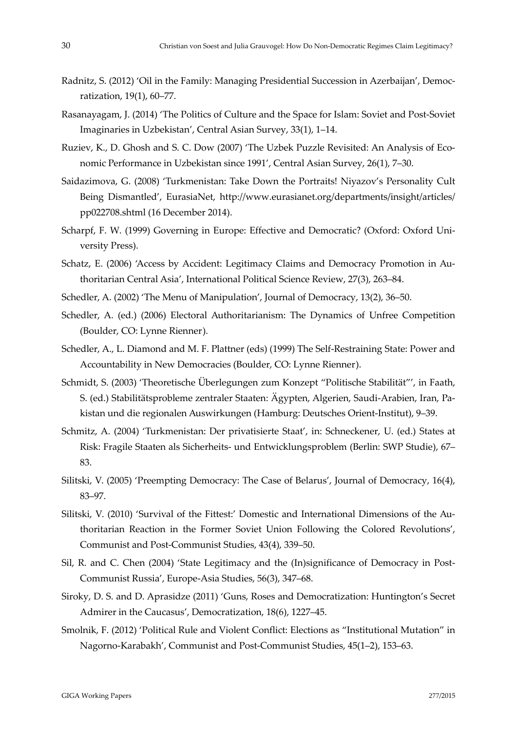Radnitz, S. (2012) 'Oil in the Family: Managing Presidential Succession in Azerbaijan', Democratization, 19(1), 60–77.

Rasanayagam, J. (2014) 'The Politics of Culture and the Space for Islam: Soviet and Post-Soviet Imaginaries in Uzbekistan', Central Asian Survey, 33(1), 1–14.

Ruziev, K., D. Ghosh and S. C. Dow (2007) 'The Uzbek Puzzle Revisited: An Analysis of Economic Performance in Uzbekistan since 1991', Central Asian Survey, 26(1), 7–30.

Saidazimova, G. (2008) 'Turkmenistan: Take Down the Portraits! Niyazov's Personality Cult Being Dismantled', EurasiaNet, http://www.eurasianet.org/departments/insight/articles/pp022708.shtml (16 December 2014).

Scharpf, F. W. (1999) Governing in Europe: Effective and Democratic? (Oxford: Oxford University Press).

Schatz, E. (2006) 'Access by Accident: Legitimacy Claims and Democracy Promotion in Authoritarian Central Asia', International Political Science Review, 27(3), 263–84.

Schedler, A. (2002) 'The Menu of Manipulation', Journal of Democracy, 13(2), 36–50.

Schedler, A. (ed.) (2006) Electoral Authoritarianism: The Dynamics of Unfree Competition (Boulder, CO: Lynne Rienner).

Schedler, A., L. Diamond and M. F. Plattner (eds) (1999) The Self-Restraining State: Power and Accountability in New Democracies (Boulder, CO: Lynne Rienner).

Schmidt, S. (2003) 'Theoretische Überlegungen zum Konzept "Politische Stabilität"', in Faath, S. (ed.) Stabilitätsprobleme zentraler Staaten: Ägypten, Algerien, Saudi-Arabien, Iran, Pakistan und die regionalen Auswirkungen (Hamburg: Deutsches Orient-Institut), 9–39.

Schmitz, A. (2004) 'Turkmenistan: Der privatisierte Staat', in: Schneckener, U. (ed.) States at Risk: Fragile Staaten als Sicherheits- und Entwicklungsproblem (Berlin: SWP Studie), 67–83.

Silitski, V. (2005) 'Preempting Democracy: The Case of Belarus', Journal of Democracy, 16(4), 83–97.

Silitski, V. (2010) 'Survival of the Fittest:' Domestic and International Dimensions of the Authoritarian Reaction in the Former Soviet Union Following the Colored Revolutions', Communist and Post-Communist Studies, 43(4), 339–50.

Sil, R. and C. Chen (2004) 'State Legitimacy and the (In)significance of Democracy in Post-Communist Russia', Europe-Asia Studies, 56(3), 347–68.

Siroky, D. S. and D. Aprasidze (2011) 'Guns, Roses and Democratization: Huntington's Secret Admirer in the Caucasus', Democratization, 18(6), 1227–45.

Smolnik, F. (2012) 'Political Rule and Violent Conflict: Elections as "Institutional Mutation" in Nagorno-Karabakh', Communist and Post-Communist Studies, 45(1–2), 153–63.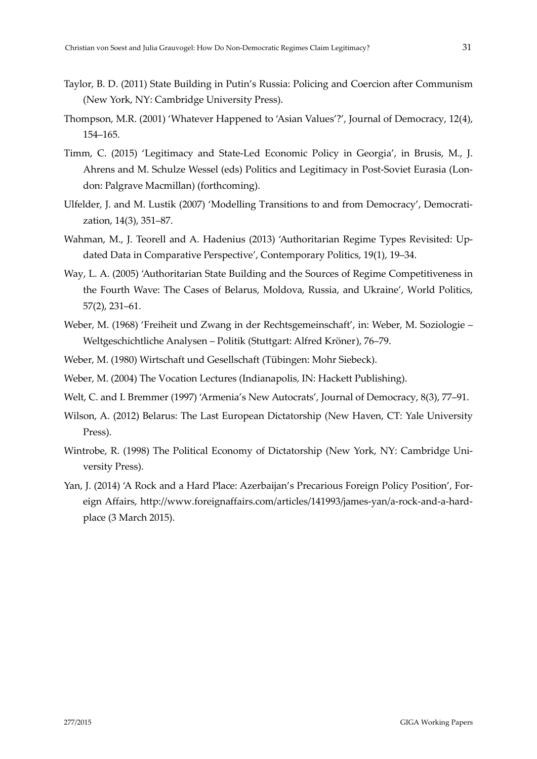Taylor, B. D. (2011) State Building in Putin's Russia: Policing and Coercion after Communism (New York, NY: Cambridge University Press).

Thompson, M.R. (2001) 'Whatever Happened to 'Asian Values'?', Journal of Democracy, 12(4), 154–165.

Timm, C. (2015) 'Legitimacy and State-Led Economic Policy in Georgia', in Brusis, M., J. Ahrens and M. Schulze Wessel (eds) Politics and Legitimacy in Post-Soviet Eurasia (London: Palgrave Macmillan) (forthcoming).

Ulfelder, J. and M. Lustik (2007) 'Modelling Transitions to and from Democracy', Democratization, 14(3), 351–87.

Wahman, M., J. Teorell and A. Hadenius (2013) 'Authoritarian Regime Types Revisited: Updated Data in Comparative Perspective', Contemporary Politics, 19(1), 19–34.

Way, L. A. (2005) 'Authoritarian State Building and the Sources of Regime Competitiveness in the Fourth Wave: The Cases of Belarus, Moldova, Russia, and Ukraine', World Politics, 57(2), 231–61.

Weber, M. (1968) 'Freiheit und Zwang in der Rechtsgemeinschaft', in: Weber, M. Soziologie – Weltgeschichtliche Analysen – Politik (Stuttgart: Alfred Kröner), 76–79.

Weber, M. (1980) Wirtschaft und Gesellschaft (Tübingen: Mohr Siebeck).

Weber, M. (2004) The Vocation Lectures (Indianapolis, IN: Hackett Publishing).

Welt, C. and I. Bremmer (1997) 'Armenia's New Autocrats', Journal of Democracy, 8(3), 77–91.

Wilson, A. (2012) Belarus: The Last European Dictatorship (New Haven, CT: Yale University Press).

Wintrobe, R. (1998) The Political Economy of Dictatorship (New York, NY: Cambridge University Press).

Yan, J. (2014) 'A Rock and a Hard Place: Azerbaijan's Precarious Foreign Policy Position', Foreign Affairs, http://www.foreignaffairs.com/articles/141993/james-yan/a-rock-and-a-hard-place (3 March 2015).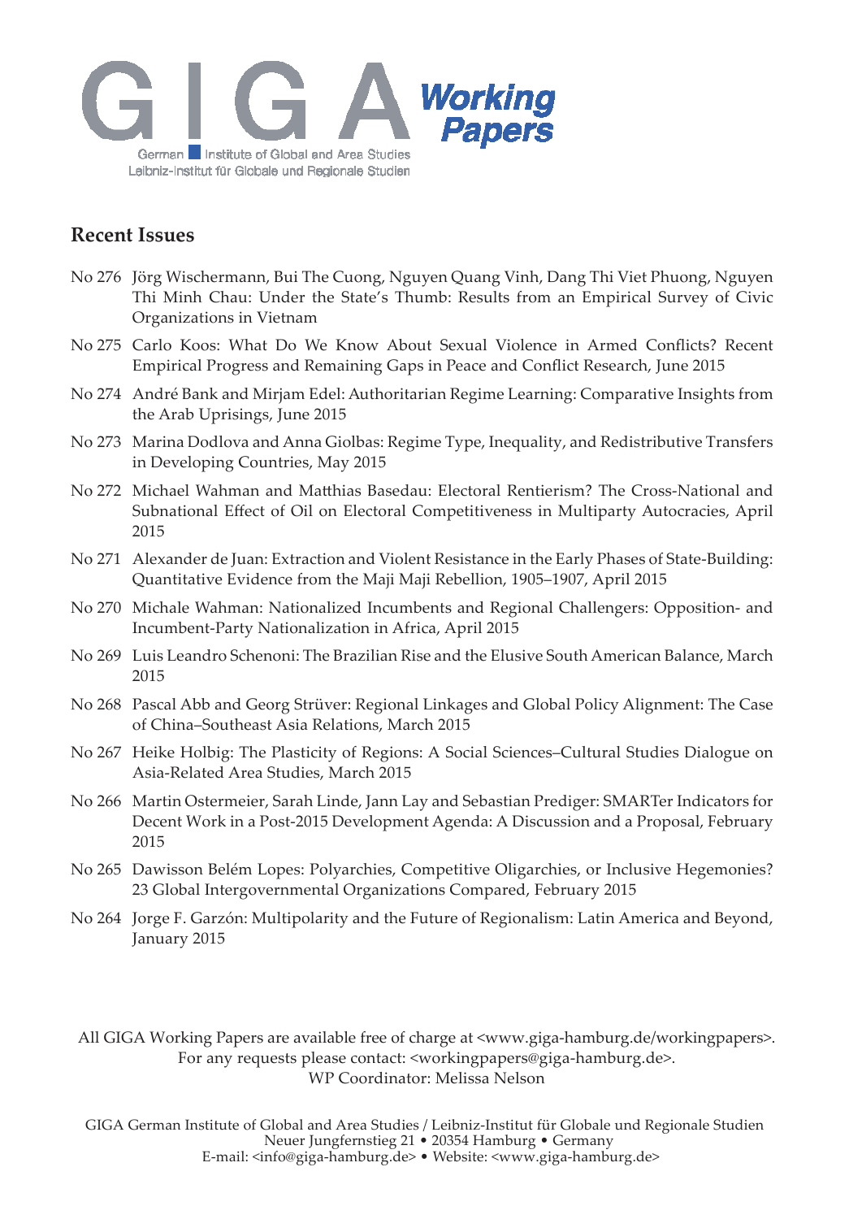GIGA Working Papers

German Institute of Global and Area Studies
Leibniz-Institut für Globale und Regionale Studien

## Recent Issues

- No 276 Jörg Wischermann, Bui The Cuong, Nguyen Quang Vinh, Dang Thi Viet Phuong, Nguyen Thi Minh Chau: Under the State's Thumb: Results from an Empirical Survey of Civic Organizations in Vietnam
- No 275 Carlo Koos: What Do We Know About Sexual Violence in Armed Conflicts? Recent Empirical Progress and Remaining Gaps in Peace and Conflict Research, June 2015
- No 274 André Bank and Mirjam Edel: Authoritarian Regime Learning: Comparative Insights from the Arab Uprisings, June 2015
- No 273 Marina Dodlova and Anna Giolbas: Regime Type, Inequality, and Redistributive Transfers in Developing Countries, May 2015
- No 272 Michael Wahman and Matthias Basedau: Electoral Rentierism? The Cross-National and Subnational Effect of Oil on Electoral Competitiveness in Multiparty Autocracies, April 2015
- No 271 Alexander de Juan: Extraction and Violent Resistance in the Early Phases of State-Building: Quantitative Evidence from the Maji Maji Rebellion, 1905–1907, April 2015
- No 270 Michale Wahman: Nationalized Incumbents and Regional Challengers: Opposition- and Incumbent-Party Nationalization in Africa, April 2015
- No 269 Luis Leandro Schenoni: The Brazilian Rise and the Elusive South American Balance, March 2015
- No 268 Pascal Abb and Georg Strüver: Regional Linkages and Global Policy Alignment: The Case of China–Southeast Asia Relations, March 2015
- No 267 Heike Holbig: The Plasticity of Regions: A Social Sciences–Cultural Studies Dialogue on Asia-Related Area Studies, March 2015
- No 266 Martin Ostermeier, Sarah Linde, Jann Lay and Sebastian Prediger: SMARTer Indicators for Decent Work in a Post-2015 Development Agenda: A Discussion and a Proposal, February 2015
- No 265 Dawisson Belém Lopes: Polyarchies, Competitive Oligarchies, or Inclusive Hegemonies? 23 Global Intergovernmental Organizations Compared, February 2015
- No 264 Jorge F. Garzón: Multipolarity and the Future of Regionalism: Latin America and Beyond, January 2015

All GIGA Working Papers are available free of charge at <www.giga-hamburg.de/workingpapers>.
For any requests please contact: <workingpapers@giga-hamburg.de>.
WP Coordinator: Melissa Nelson

GIGA German Institute of Global and Area Studies / Leibniz-Institut für Globale und Regionale Studien
Neuer Jungfernstieg 21 • 20354 Hamburg • Germany
E-mail: <info@giga-hamburg.de> • Website: <www.giga-hamburg.de>